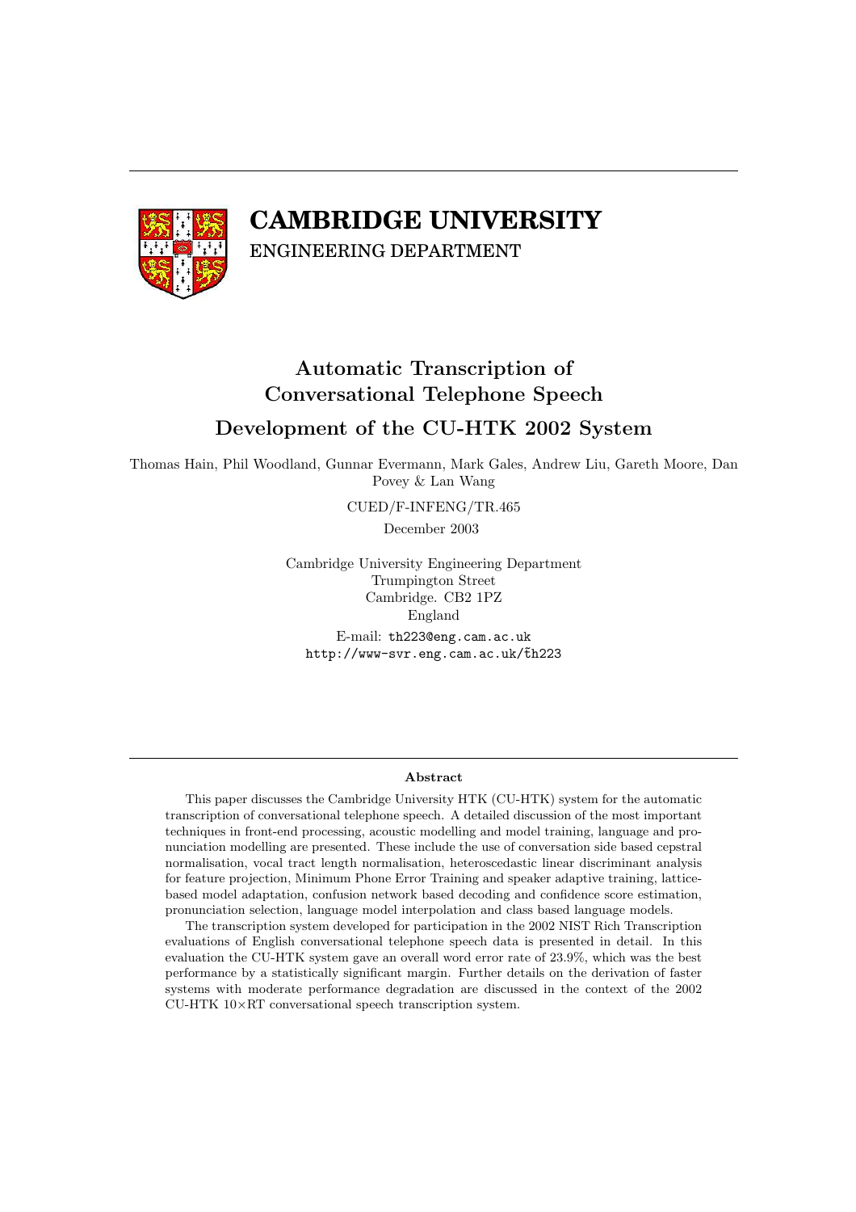# CAMBRIDGE UNIVERSITY

ENGINEERING DEPARTMENT

## Automatic Transcription of Conversational Telephone Speech

## Development of the CU-HTK 2002 System

Thomas Hain, Phil Woodland, Gunnar Evermann, Mark Gales, Andrew Liu, Gareth Moore, Dan Povey & Lan Wang

CUED/F-INFENG/TR.465

December 2003

Cambridge University Engineering Department
Trumpington Street
Cambridge. CB2 1PZ
England

E-mail: th223@eng.cam.ac.uk
http://www-svr.eng.cam.ac.uk/~th223

---

**Abstract**

This paper discusses the Cambridge University HTK (CU-HTK) system for the automatic transcription of conversational telephone speech. A detailed discussion of the most important techniques in front-end processing, acoustic modelling and model training, language and pronunciation modelling are presented. These include the use of conversation side based cepstral normalisation, vocal tract length normalisation, heteroscedastic linear discriminant analysis for feature projection, Minimum Phone Error Training and speaker adaptive training, lattice-based model adaptation, confusion network based decoding and confidence score estimation, pronunciation selection, language model interpolation and class based language models.

The transcription system developed for participation in the 2002 NIST Rich Transcription evaluations of English conversational telephone speech data is presented in detail. In this evaluation the CU-HTK system gave an overall word error rate of 23.9%, which was the best performance by a statistically significant margin. Further details on the derivation of faster systems with moderate performance degradation are discussed in the context of the 2002 CU-HTK 10×RT conversational speech transcription system.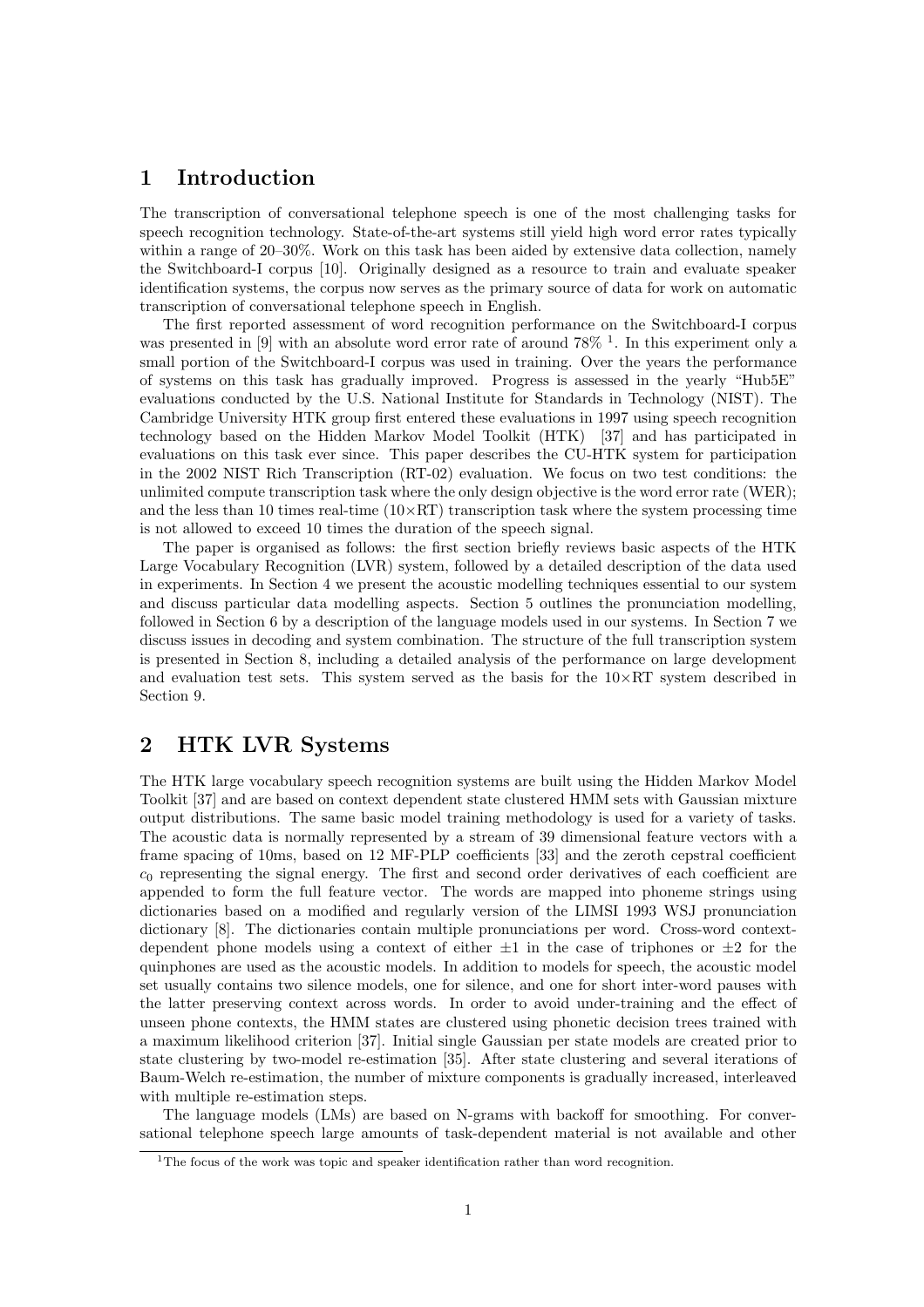## 1 Introduction

The transcription of conversational telephone speech is one of the most challenging tasks for speech recognition technology. State-of-the-art systems still yield high word error rates typically within a range of 20–30%. Work on this task has been aided by extensive data collection, namely the Switchboard-I corpus [10]. Originally designed as a resource to train and evaluate speaker identification systems, the corpus now serves as the primary source of data for work on automatic transcription of conversational telephone speech in English.

The first reported assessment of word recognition performance on the Switchboard-I corpus was presented in [9] with an absolute word error rate of around 78% [1]. In this experiment only a small portion of the Switchboard-I corpus was used in training. Over the years the performance of systems on this task has gradually improved. Progress is assessed in the yearly "Hub5E" evaluations conducted by the U.S. National Institute for Standards in Technology (NIST). The Cambridge University HTK group first entered these evaluations in 1997 using speech recognition technology based on the Hidden Markov Model Toolkit (HTK) [37] and has participated in evaluations on this task ever since. This paper describes the CU-HTK system for participation in the 2002 NIST Rich Transcription (RT-02) evaluation. We focus on two test conditions: the unlimited compute transcription task where the only design objective is the word error rate (WER); and the less than 10 times real-time (10×RT) transcription task where the system processing time is not allowed to exceed 10 times the duration of the speech signal.

The paper is organised as follows: the first section briefly reviews basic aspects of the HTK Large Vocabulary Recognition (LVR) system, followed by a detailed description of the data used in experiments. In Section 4 we present the acoustic modelling techniques essential to our system and discuss particular data modelling aspects. Section 5 outlines the pronunciation modelling, followed in Section 6 by a description of the language models used in our systems. In Section 7 we discuss issues in decoding and system combination. The structure of the full transcription system is presented in Section 8, including a detailed analysis of the performance on large development and evaluation test sets. This system served as the basis for the 10×RT system described in Section 9.

## 2 HTK LVR Systems

The HTK large vocabulary speech recognition systems are built using the Hidden Markov Model Toolkit [37] and are based on context dependent state clustered HMM sets with Gaussian mixture output distributions. The same basic model training methodology is used for a variety of tasks. The acoustic data is normally represented by a stream of 39 dimensional feature vectors with a frame spacing of 10ms, based on 12 MF-PLP coefficients [33] and the zeroth cepstral coefficient $c_0$ representing the signal energy. The first and second order derivatives of each coefficient are appended to form the full feature vector. The words are mapped into phoneme strings using dictionaries based on a modified and regularly version of the LIMSI 1993 WSJ pronunciation dictionary [8]. The dictionaries contain multiple pronunciations per word. Cross-word context-dependent phone models using a context of either $\pm 1$ in the case of triphones or $\pm 2$ for the quinphones are used as the acoustic models. In addition to models for speech, the acoustic model set usually contains two silence models, one for silence, and one for short inter-word pauses with the latter preserving context across words. In order to avoid under-training and the effect of unseen phone contexts, the HMM states are clustered using phonetic decision trees trained with a maximum likelihood criterion [37]. Initial single Gaussian per state models are created prior to state clustering by two-model re-estimation [35]. After state clustering and several iterations of Baum-Welch re-estimation, the number of mixture components is gradually increased, interleaved with multiple re-estimation steps.

The language models (LMs) are based on N-grams with backoff for smoothing. For conversational telephone speech large amounts of task-dependent material is not available and other

[1] The focus of the work was topic and speaker identification rather than word recognition.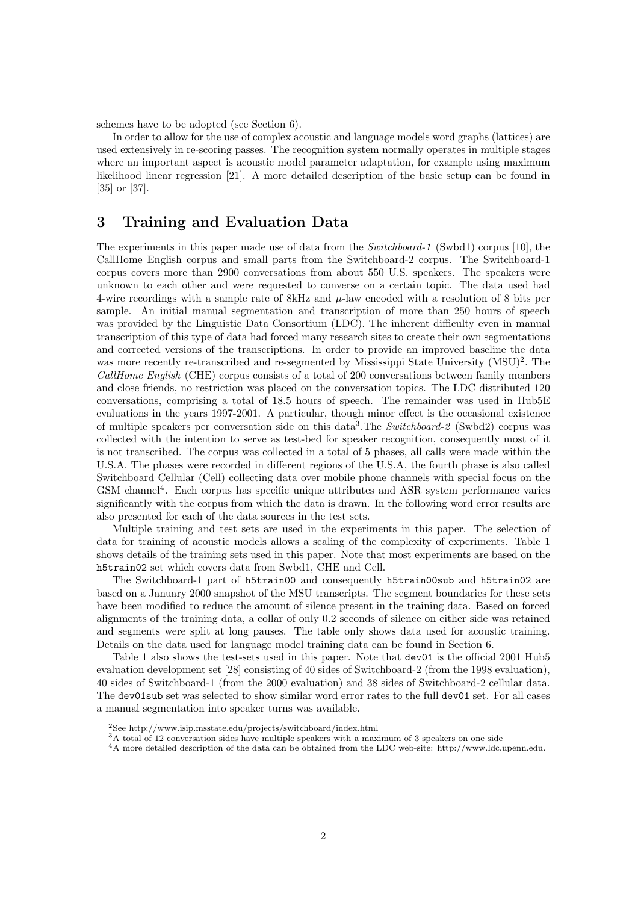schemes have to be adopted (see Section 6).

In order to allow for the use of complex acoustic and language models word graphs (lattices) are used extensively in re-scoring passes. The recognition system normally operates in multiple stages where an important aspect is acoustic model parameter adaptation, for example using maximum likelihood linear regression [21]. A more detailed description of the basic setup can be found in [35] or [37].

# 3 Training and Evaluation Data

The experiments in this paper made use of data from the *Switchboard-1* (Swbd1) corpus [10], the CallHome English corpus and small parts from the Switchboard-2 corpus. The Switchboard-1 corpus covers more than 2900 conversations from about 550 U.S. speakers. The speakers were unknown to each other and were requested to converse on a certain topic. The data used had 4-wire recordings with a sample rate of 8kHz and $\mu$-law encoded with a resolution of 8 bits per sample. An initial manual segmentation and transcription of more than 250 hours of speech was provided by the Linguistic Data Consortium (LDC). The inherent difficulty even in manual transcription of this type of data had forced many research sites to create their own segmentations and corrected versions of the transcriptions. In order to provide an improved baseline the data was more recently re-transcribed and re-segmented by Mississippi State University (MSU)[2]. The *CallHome English* (CHE) corpus consists of a total of 200 conversations between family members and close friends, no restriction was placed on the conversation topics. The LDC distributed 120 conversations, comprising a total of 18.5 hours of speech. The remainder was used in Hub5E evaluations in the years 1997-2001. A particular, though minor effect is the occasional existence of multiple speakers per conversation side on this data[3].The *Switchboard-2* (Swbd2) corpus was collected with the intention to serve as test-bed for speaker recognition, consequently most of it is not transcribed. The corpus was collected in a total of 5 phases, all calls were made within the U.S.A. The phases were recorded in different regions of the U.S.A, the fourth phase is also called Switchboard Cellular (Cell) collecting data over mobile phone channels with special focus on the GSM channel[4]. Each corpus has specific unique attributes and ASR system performance varies significantly with the corpus from which the data is drawn. In the following word error results are also presented for each of the data sources in the test sets.

Multiple training and test sets are used in the experiments in this paper. The selection of data for training of acoustic models allows a scaling of the complexity of experiments. Table 1 shows details of the training sets used in this paper. Note that most experiments are based on the `h5train02` set which covers data from Swbd1, CHE and Cell.

The Switchboard-1 part of `h5train00` and consequently `h5train00sub` and `h5train02` are based on a January 2000 snapshot of the MSU transcripts. The segment boundaries for these sets have been modified to reduce the amount of silence present in the training data. Based on forced alignments of the training data, a collar of only 0.2 seconds of silence on either side was retained and segments were split at long pauses. The table only shows data used for acoustic training. Details on the data used for language model training data can be found in Section 6.

Table 1 also shows the test-sets used in this paper. Note that `dev01` is the official 2001 Hub5 evaluation development set [28] consisting of 40 sides of Switchboard-2 (from the 1998 evaluation), 40 sides of Switchboard-1 (from the 2000 evaluation) and 38 sides of Switchboard-2 cellular data. The `dev01sub` set was selected to show similar word error rates to the full `dev01` set. For all cases a manual segmentation into speaker turns was available.

[2] See http://www.isip.msstate.edu/projects/switchboard/index.html

[3] A total of 12 conversation sides have multiple speakers with a maximum of 3 speakers on one side

[4] A more detailed description of the data can be obtained from the LDC web-site: http://www.ldc.upenn.edu.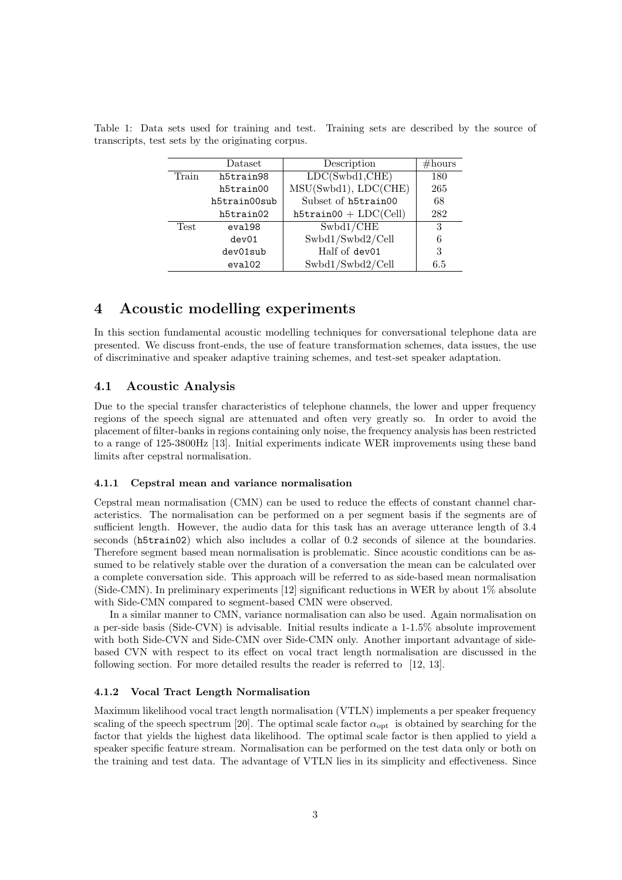Table 1: Data sets used for training and test. Training sets are described by the source of transcripts, test sets by the originating corpus.

| | Dataset | Description | #hours |
|---|---|---|---|
| Train | h5train98 | LDC(Swbd1,CHE) | 180 |
| | h5train00 | MSU(Swbd1), LDC(CHE) | 265 |
| | h5train00sub | Subset of h5train00 | 68 |
| | h5train02 | h5train00 + LDC(Cell) | 282 |
| Test | eval98 | Swbd1/CHE | 3 |
| | dev01 | Swbd1/Swbd2/Cell | 6 |
| | dev01sub | Half of dev01 | 3 |
| | eval02 | Swbd1/Swbd2/Cell | 6.5 |

# 4 Acoustic modelling experiments

In this section fundamental acoustic modelling techniques for conversational telephone data are presented. We discuss front-ends, the use of feature transformation schemes, data issues, the use of discriminative and speaker adaptive training schemes, and test-set speaker adaptation.

## 4.1 Acoustic Analysis

Due to the special transfer characteristics of telephone channels, the lower and upper frequency regions of the speech signal are attenuated and often very greatly so. In order to avoid the placement of filter-banks in regions containing only noise, the frequency analysis has been restricted to a range of 125-3800Hz [13]. Initial experiments indicate WER improvements using these band limits after cepstral normalisation.

### 4.1.1 Cepstral mean and variance normalisation

Cepstral mean normalisation (CMN) can be used to reduce the effects of constant channel characteristics. The normalisation can be performed on a per segment basis if the segments are of sufficient length. However, the audio data for this task has an average utterance length of 3.4 seconds (h5train02) which also includes a collar of 0.2 seconds of silence at the boundaries. Therefore segment based mean normalisation is problematic. Since acoustic conditions can be assumed to be relatively stable over the duration of a conversation the mean can be calculated over a complete conversation side. This approach will be referred to as side-based mean normalisation (Side-CMN). In preliminary experiments [12] significant reductions in WER by about 1% absolute with Side-CMN compared to segment-based CMN were observed.

In a similar manner to CMN, variance normalisation can also be used. Again normalisation on a per-side basis (Side-CVN) is advisable. Initial results indicate a 1-1.5% absolute improvement with both Side-CVN and Side-CMN over Side-CMN only. Another important advantage of side-based CVN with respect to its effect on vocal tract length normalisation are discussed in the following section. For more detailed results the reader is referred to [12, 13].

### 4.1.2 Vocal Tract Length Normalisation

Maximum likelihood vocal tract length normalisation (VTLN) implements a per speaker frequency scaling of the speech spectrum [20]. The optimal scale factor $\alpha_{\text{opt}}$ is obtained by searching for the factor that yields the highest data likelihood. The optimal scale factor is then applied to yield a speaker specific feature stream. Normalisation can be performed on the test data only or both on the training and test data. The advantage of VTLN lies in its simplicity and effectiveness. Since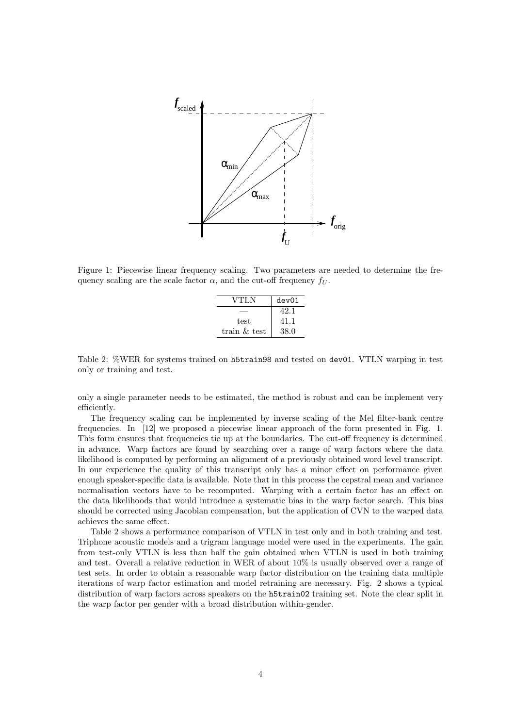Figure 1: Piecewise linear frequency scaling. Two parameters are needed to determine the frequency scaling are the scale factor $\alpha$, and the cut-off frequency $f_U$.

| VTLN | dev01 |
|---|---|
| — | 42.1 |
| test | 41.1 |
| train & test | 38.0 |

Table 2: %WER for systems trained on h5train98 and tested on dev01. VTLN warping in test only or training and test.

only a single parameter needs to be estimated, the method is robust and can be implement very efficiently.

The frequency scaling can be implemented by inverse scaling of the Mel filter-bank centre frequencies. In [12] we proposed a piecewise linear approach of the form presented in Fig. 1. This form ensures that frequencies tie up at the boundaries. The cut-off frequency is determined in advance. Warp factors are found by searching over a range of warp factors where the data likelihood is computed by performing an alignment of a previously obtained word level transcript. In our experience the quality of this transcript only has a minor effect on performance given enough speaker-specific data is available. Note that in this process the cepstral mean and variance normalisation vectors have to be recomputed. Warping with a certain factor has an effect on the data likelihoods that would introduce a systematic bias in the warp factor search. This bias should be corrected using Jacobian compensation, but the application of CVN to the warped data achieves the same effect.

Table 2 shows a performance comparison of VTLN in test only and in both training and test. Triphone acoustic models and a trigram language model were used in the experiments. The gain from test-only VTLN is less than half the gain obtained when VTLN is used in both training and test. Overall a relative reduction in WER of about 10% is usually observed over a range of test sets. In order to obtain a reasonable warp factor distribution on the training data multiple iterations of warp factor estimation and model retraining are necessary. Fig. 2 shows a typical distribution of warp factors across speakers on the h5train02 training set. Note the clear split in the warp factor per gender with a broad distribution within-gender.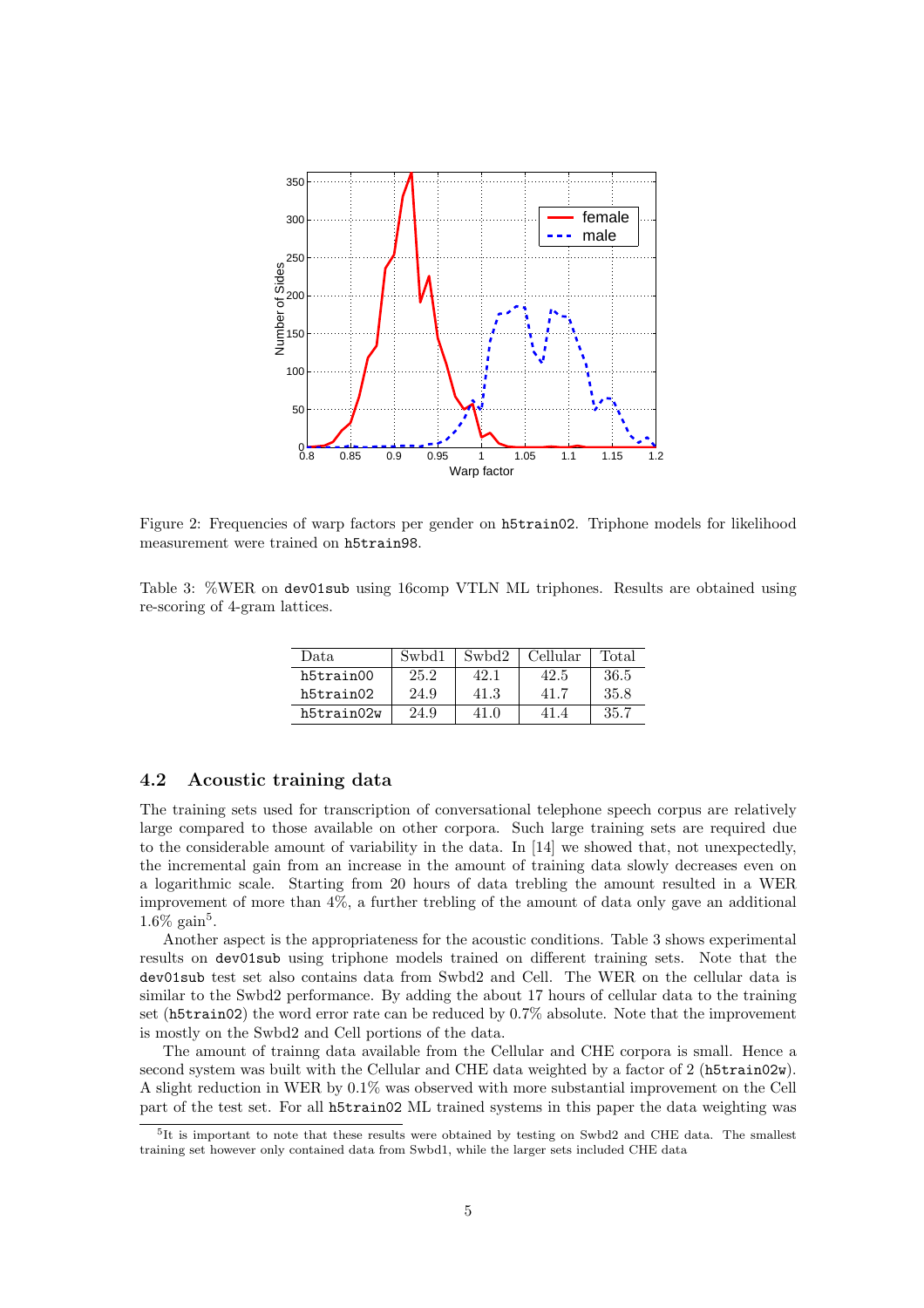Figure 2: Frequencies of warp factors per gender on `h5train02`. Triphone models for likelihood measurement were trained on `h5train98`.

Table 3: %WER on `dev01sub` using 16comp VTLN ML triphones. Results are obtained using re-scoring of 4-gram lattices.

| Data | Swbd1 | Swbd2 | Cellular | Total |
|---|---|---|---|---|
| `h5train00` | 25.2 | 42.1 | 42.5 | 36.5 |
| `h5train02` | 24.9 | 41.3 | 41.7 | 35.8 |
| `h5train02w` | 24.9 | 41.0 | 41.4 | 35.7 |

### 4.2 Acoustic training data

The training sets used for transcription of conversational telephone speech corpus are relatively large compared to those available on other corpora. Such large training sets are required due to the considerable amount of variability in the data. In [14] we showed that, not unexpectedly, the incremental gain from an increase in the amount of training data slowly decreases even on a logarithmic scale. Starting from 20 hours of data trebling the amount resulted in a WER improvement of more than 4%, a further trebling of the amount of data only gave an additional 1.6% gain[5].

Another aspect is the appropriateness for the acoustic conditions. Table 3 shows experimental results on `dev01sub` using triphone models trained on different training sets. Note that the `dev01sub` test set also contains data from Swbd2 and Cell. The WER on the cellular data is similar to the Swbd2 performance. By adding the about 17 hours of cellular data to the training set (`h5train02`) the word error rate can be reduced by 0.7% absolute. Note that the improvement is mostly on the Swbd2 and Cell portions of the data.

The amount of trainng data available from the Cellular and CHE corpora is small. Hence a second system was built with the Cellular and CHE data weighted by a factor of 2 (`h5train02w`). A slight reduction in WER by 0.1% was observed with more substantial improvement on the Cell part of the test set. For all `h5train02` ML trained systems in this paper the data weighting was

[5]It is important to note that these results were obtained by testing on Swbd2 and CHE data. The smallest training set however only contained data from Swbd1, while the larger sets included CHE data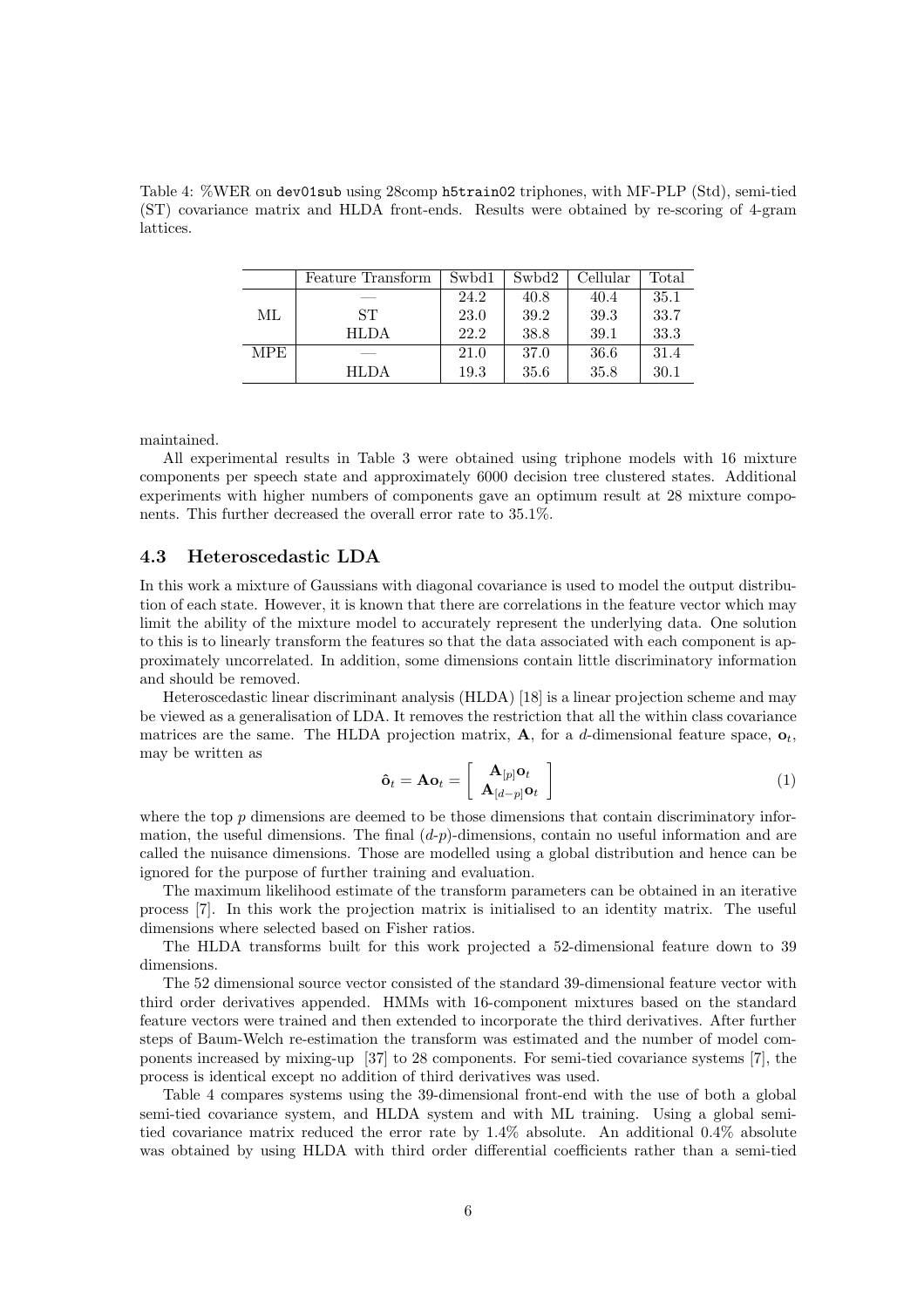Table 4: %WER on `dev01sub` using 28comp `h5train02` triphones, with MF-PLP (Std), semi-tied (ST) covariance matrix and HLDA front-ends. Results were obtained by re-scoring of 4-gram lattices.

| | Feature Transform | Swbd1 | Swbd2 | Cellular | Total |
|---|---|---|---|---|---|
| | — | 24.2 | 40.8 | 40.4 | 35.1 |
| ML | ST | 23.0 | 39.2 | 39.3 | 33.7 |
| | HLDA | 22.2 | 38.8 | 39.1 | 33.3 |
| MPE | — | 21.0 | 37.0 | 36.6 | 31.4 |
| | HLDA | 19.3 | 35.6 | 35.8 | 30.1 |

maintained.

All experimental results in Table 3 were obtained using triphone models with 16 mixture components per speech state and approximately 6000 decision tree clustered states. Additional experiments with higher numbers of components gave an optimum result at 28 mixture components. This further decreased the overall error rate to 35.1%.

### 4.3 Heteroscedastic LDA

In this work a mixture of Gaussians with diagonal covariance is used to model the output distribution of each state. However, it is known that there are correlations in the feature vector which may limit the ability of the mixture model to accurately represent the underlying data. One solution to this is to linearly transform the features so that the data associated with each component is approximately uncorrelated. In addition, some dimensions contain little discriminatory information and should be removed.

Heteroscedastic linear discriminant analysis (HLDA) [18] is a linear projection scheme and may be viewed as a generalisation of LDA. It removes the restriction that all the within class covariance matrices are the same. The HLDA projection matrix, $\mathbf{A}$, for a $d$-dimensional feature space, $\mathbf{o}_t$, may be written as

$$\hat{\mathbf{o}}_t = \mathbf{A}\mathbf{o}_t = \begin{bmatrix} \mathbf{A}_{[p]}\mathbf{o}_t \\ \mathbf{A}_{[d-p]}\mathbf{o}_t \end{bmatrix} \tag{1}$$

where the top $p$ dimensions are deemed to be those dimensions that contain discriminatory information, the useful dimensions. The final $(d\text{-}p)$-dimensions, contain no useful information and are called the nuisance dimensions. Those are modelled using a global distribution and hence can be ignored for the purpose of further training and evaluation.

The maximum likelihood estimate of the transform parameters can be obtained in an iterative process [7]. In this work the projection matrix is initialised to an identity matrix. The useful dimensions where selected based on Fisher ratios.

The HLDA transforms built for this work projected a 52-dimensional feature down to 39 dimensions.

The 52 dimensional source vector consisted of the standard 39-dimensional feature vector with third order derivatives appended. HMMs with 16-component mixtures based on the standard feature vectors were trained and then extended to incorporate the third derivatives. After further steps of Baum-Welch re-estimation the transform was estimated and the number of model components increased by mixing-up [37] to 28 components. For semi-tied covariance systems [7], the process is identical except no addition of third derivatives was used.

Table 4 compares systems using the 39-dimensional front-end with the use of both a global semi-tied covariance system, and HLDA system and with ML training. Using a global semi-tied covariance matrix reduced the error rate by 1.4% absolute. An additional 0.4% absolute was obtained by using HLDA with third order differential coefficients rather than a semi-tied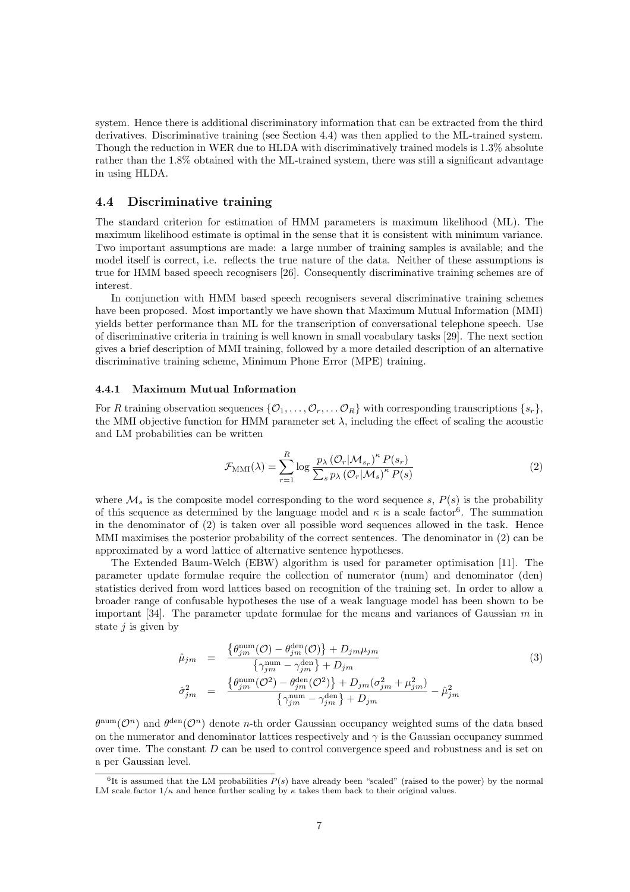system. Hence there is additional discriminatory information that can be extracted from the third derivatives. Discriminative training (see Section 4.4) was then applied to the ML-trained system. Though the reduction in WER due to HLDA with discriminatively trained models is 1.3% absolute rather than the 1.8% obtained with the ML-trained system, there was still a significant advantage in using HLDA.

## 4.4 Discriminative training

The standard criterion for estimation of HMM parameters is maximum likelihood (ML). The maximum likelihood estimate is optimal in the sense that it is consistent with minimum variance. Two important assumptions are made: a large number of training samples is available; and the model itself is correct, i.e. reflects the true nature of the data. Neither of these assumptions is true for HMM based speech recognisers [26]. Consequently discriminative training schemes are of interest.

In conjunction with HMM based speech recognisers several discriminative training schemes have been proposed. Most importantly we have shown that Maximum Mutual Information (MMI) yields better performance than ML for the transcription of conversational telephone speech. Use of discriminative criteria in training is well known in small vocabulary tasks [29]. The next section gives a brief description of MMI training, followed by a more detailed description of an alternative discriminative training scheme, Minimum Phone Error (MPE) training.

### 4.4.1 Maximum Mutual Information

For $R$ training observation sequences $\{\mathcal{O}_1, \ldots, \mathcal{O}_r, \ldots \mathcal{O}_R\}$ with corresponding transcriptions $\{s_r\}$, the MMI objective function for HMM parameter set $\lambda$, including the effect of scaling the acoustic and LM probabilities can be written

$$\mathcal{F}_{\mathrm{MMI}}(\lambda) = \sum_{r=1}^{R} \log \frac{p_\lambda\left(\mathcal{O}_r|\mathcal{M}_{s_r}\right)^\kappa P(s_r)}{\sum_s p_\lambda\left(\mathcal{O}_r|\mathcal{M}_s\right)^\kappa P(s)} \tag{2}$$

where $\mathcal{M}_s$ is the composite model corresponding to the word sequence $s$, $P(s)$ is the probability of this sequence as determined by the language model and $\kappa$ is a scale factor[6]. The summation in the denominator of (2) is taken over all possible word sequences allowed in the task. Hence MMI maximises the posterior probability of the correct sentences. The denominator in (2) can be approximated by a word lattice of alternative sentence hypotheses.

The Extended Baum-Welch (EBW) algorithm is used for parameter optimisation [11]. The parameter update formulae require the collection of numerator (num) and denominator (den) statistics derived from word lattices based on recognition of the training set. In order to allow a broader range of confusable hypotheses the use of a weak language model has been shown to be important [34]. The parameter update formulae for the means and variances of Gaussian $m$ in state $j$ is given by

$$\begin{aligned}
\hat{\mu}_{jm} &= \frac{\left\{\theta_{jm}^{\mathrm{num}}(\mathcal{O}) - \theta_{jm}^{\mathrm{den}}(\mathcal{O})\right\} + D_{jm}\mu_{jm}}{\left\{\gamma_{jm}^{\mathrm{num}} - \gamma_{jm}^{\mathrm{den}}\right\} + D_{jm}} \\
\hat{\sigma}_{jm}^2 &= \frac{\left\{\theta_{jm}^{\mathrm{num}}(\mathcal{O}^2) - \theta_{jm}^{\mathrm{den}}(\mathcal{O}^2)\right\} + D_{jm}(\sigma_{jm}^2 + \mu_{jm}^2)}{\left\{\gamma_{jm}^{\mathrm{num}} - \gamma_{jm}^{\mathrm{den}}\right\} + D_{jm}} - \hat{\mu}_{jm}^2
\end{aligned} \tag{3}$$

$\theta^{\mathrm{num}}(\mathcal{O}^n)$ and $\theta^{\mathrm{den}}(\mathcal{O}^n)$ denote $n$-th order Gaussian occupancy weighted sums of the data based on the numerator and denominator lattices respectively and $\gamma$ is the Gaussian occupancy summed over time. The constant $D$ can be used to control convergence speed and robustness and is set on a per Gaussian level.

---

[6] It is assumed that the LM probabilities $P(s)$ have already been "scaled" (raised to the power) by the normal LM scale factor $1/\kappa$ and hence further scaling by $\kappa$ takes them back to their original values.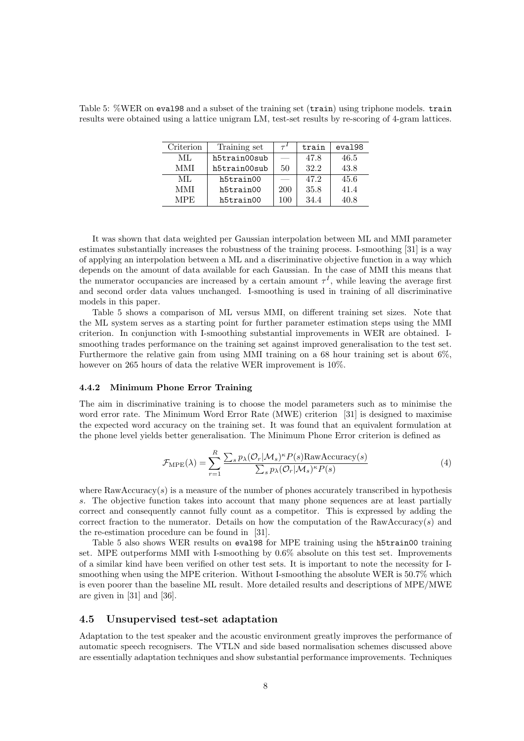Table 5: %WER on `eval98` and a subset of the training set (`train`) using triphone models. `train` results were obtained using a lattice unigram LM, test-set results by re-scoring of 4-gram lattices.

| Criterion | Training set | $\tau^I$ | `train` | `eval98` |
|---|---|---|---|---|
| ML | `h5train00sub` | — | 47.8 | 46.5 |
| MMI | `h5train00sub` | 50 | 32.2 | 43.8 |
| ML | `h5train00` | — | 47.2 | 45.6 |
| MMI | `h5train00` | 200 | 35.8 | 41.4 |
| MPE | `h5train00` | 100 | 34.4 | 40.8 |

It was shown that data weighted per Gaussian interpolation between ML and MMI parameter estimates substantially increases the robustness of the training process. I-smoothing [31] is a way of applying an interpolation between a ML and a discriminative objective function in a way which depends on the amount of data available for each Gaussian. In the case of MMI this means that the numerator occupancies are increased by a certain amount $\tau^I$, while leaving the average first and second order data values unchanged. I-smoothing is used in training of all discriminative models in this paper.

Table 5 shows a comparison of ML versus MMI, on different training set sizes. Note that the ML system serves as a starting point for further parameter estimation steps using the MMI criterion. In conjunction with I-smoothing substantial improvements in WER are obtained. I-smoothing trades performance on the training set against improved generalisation to the test set. Furthermore the relative gain from using MMI training on a 68 hour training set is about 6%, however on 265 hours of data the relative WER improvement is 10%.

#### 4.4.2 Minimum Phone Error Training

The aim in discriminative training is to choose the model parameters such as to minimise the word error rate. The Minimum Word Error Rate (MWE) criterion [31] is designed to maximise the expected word accuracy on the training set. It was found that an equivalent formulation at the phone level yields better generalisation. The Minimum Phone Error criterion is defined as

$$\mathcal{F}_{\text{MPE}}(\lambda) = \sum_{r=1}^{R} \frac{\sum_s p_\lambda(\mathcal{O}_r|\mathcal{M}_s)^\kappa P(s)\text{RawAccuracy}(s)}{\sum_s p_\lambda(\mathcal{O}_r|\mathcal{M}_s)^\kappa P(s)} \tag{4}$$

where RawAccuracy$(s)$ is a measure of the number of phones accurately transcribed in hypothesis $s$. The objective function takes into account that many phone sequences are at least partially correct and consequently cannot fully count as a competitor. This is expressed by adding the correct fraction to the numerator. Details on how the computation of the RawAccuracy$(s)$ and the re-estimation procedure can be found in [31].

Table 5 also shows WER results on `eval98` for MPE training using the `h5train00` training set. MPE outperforms MMI with I-smoothing by 0.6% absolute on this test set. Improvements of a similar kind have been verified on other test sets. It is important to note the necessity for I-smoothing when using the MPE criterion. Without I-smoothing the absolute WER is 50.7% which is even poorer than the baseline ML result. More detailed results and descriptions of MPE/MWE are given in [31] and [36].

### 4.5 Unsupervised test-set adaptation

Adaptation to the test speaker and the acoustic environment greatly improves the performance of automatic speech recognisers. The VTLN and side based normalisation schemes discussed above are essentially adaptation techniques and show substantial performance improvements. Techniques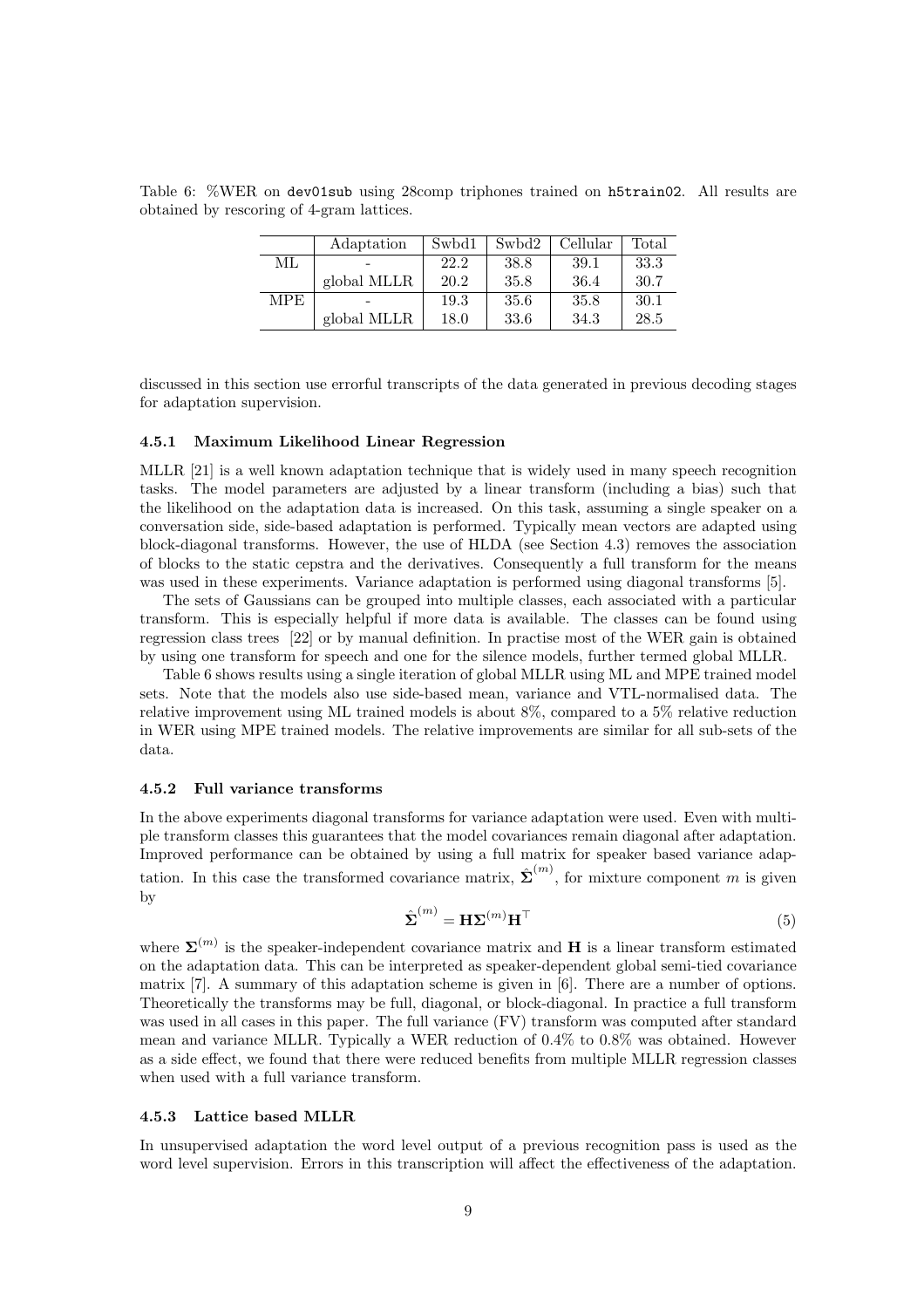Table 6: %WER on `dev01sub` using 28comp triphones trained on `h5train02`. All results are obtained by rescoring of 4-gram lattices.

| | Adaptation | Swbd1 | Swbd2 | Cellular | Total |
|---|---|---|---|---|---|
| ML | - | 22.2 | 38.8 | 39.1 | 33.3 |
| | global MLLR | 20.2 | 35.8 | 36.4 | 30.7 |
| MPE | - | 19.3 | 35.6 | 35.8 | 30.1 |
| | global MLLR | 18.0 | 33.6 | 34.3 | 28.5 |

discussed in this section use errorful transcripts of the data generated in previous decoding stages for adaptation supervision.

#### 4.5.1 Maximum Likelihood Linear Regression

MLLR [21] is a well known adaptation technique that is widely used in many speech recognition tasks. The model parameters are adjusted by a linear transform (including a bias) such that the likelihood on the adaptation data is increased. On this task, assuming a single speaker on a conversation side, side-based adaptation is performed. Typically mean vectors are adapted using block-diagonal transforms. However, the use of HLDA (see Section 4.3) removes the association of blocks to the static cepstra and the derivatives. Consequently a full transform for the means was used in these experiments. Variance adaptation is performed using diagonal transforms [5].

The sets of Gaussians can be grouped into multiple classes, each associated with a particular transform. This is especially helpful if more data is available. The classes can be found using regression class trees [22] or by manual definition. In practise most of the WER gain is obtained by using one transform for speech and one for the silence models, further termed global MLLR.

Table 6 shows results using a single iteration of global MLLR using ML and MPE trained model sets. Note that the models also use side-based mean, variance and VTL-normalised data. The relative improvement using ML trained models is about 8%, compared to a 5% relative reduction in WER using MPE trained models. The relative improvements are similar for all sub-sets of the data.

#### 4.5.2 Full variance transforms

In the above experiments diagonal transforms for variance adaptation were used. Even with multiple transform classes this guarantees that the model covariances remain diagonal after adaptation. Improved performance can be obtained by using a full matrix for speaker based variance adaptation. In this case the transformed covariance matrix, $\hat{\mathbf{\Sigma}}^{(m)}$, for mixture component $m$ is given by

$$\hat{\mathbf{\Sigma}}^{(m)} = \mathbf{H}\mathbf{\Sigma}^{(m)}\mathbf{H}^{\top} \tag{5}$$

where $\mathbf{\Sigma}^{(m)}$ is the speaker-independent covariance matrix and $\mathbf{H}$ is a linear transform estimated on the adaptation data. This can be interpreted as speaker-dependent global semi-tied covariance matrix [7]. A summary of this adaptation scheme is given in [6]. There are a number of options. Theoretically the transforms may be full, diagonal, or block-diagonal. In practice a full transform was used in all cases in this paper. The full variance (FV) transform was computed after standard mean and variance MLLR. Typically a WER reduction of 0.4% to 0.8% was obtained. However as a side effect, we found that there were reduced benefits from multiple MLLR regression classes when used with a full variance transform.

#### 4.5.3 Lattice based MLLR

In unsupervised adaptation the word level output of a previous recognition pass is used as the word level supervision. Errors in this transcription will affect the effectiveness of the adaptation.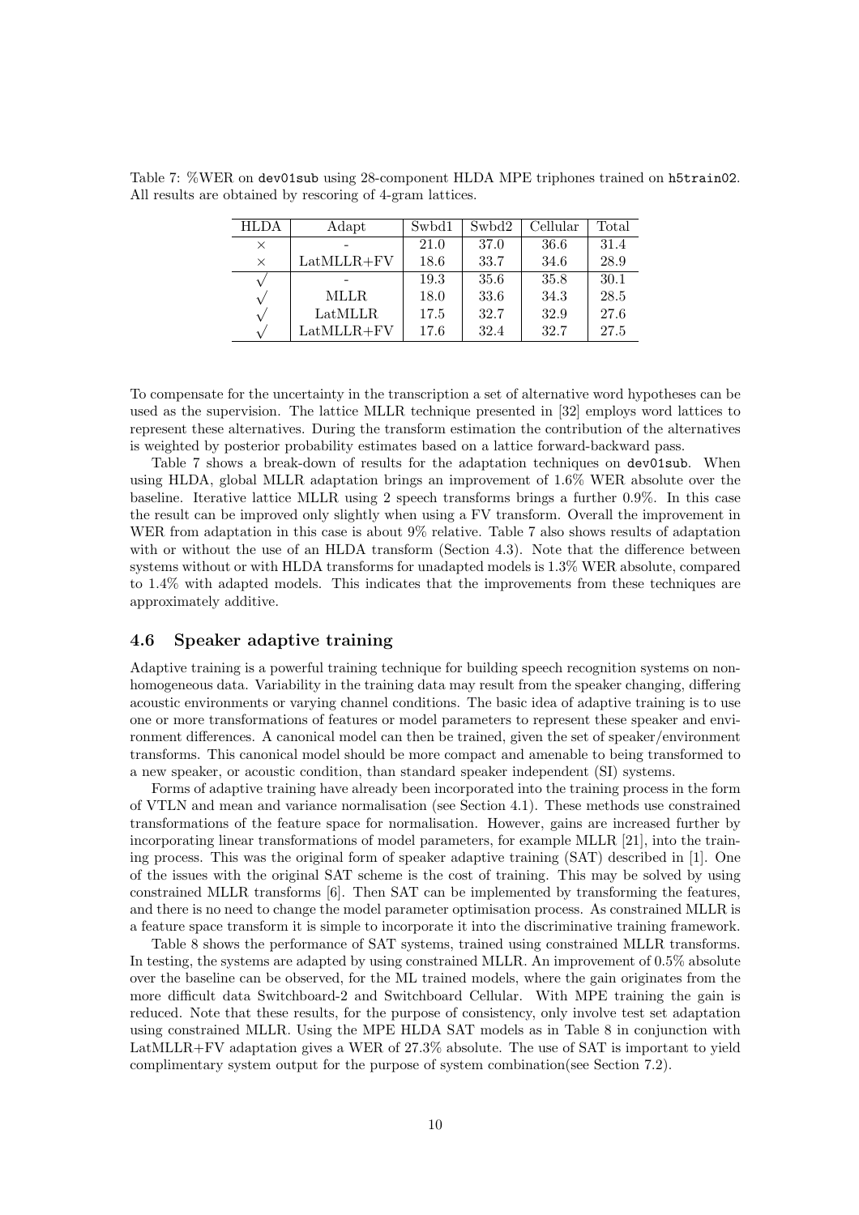Table 7: %WER on `dev01sub` using 28-component HLDA MPE triphones trained on `h5train02`. All results are obtained by rescoring of 4-gram lattices.

| HLDA | Adapt | Swbd1 | Swbd2 | Cellular | Total |
|---|---|---|---|---|---|
| × | - | 21.0 | 37.0 | 36.6 | 31.4 |
| × | LatMLLR+FV | 18.6 | 33.7 | 34.6 | 28.9 |
| √ | - | 19.3 | 35.6 | 35.8 | 30.1 |
| √ | MLLR | 18.0 | 33.6 | 34.3 | 28.5 |
| √ | LatMLLR | 17.5 | 32.7 | 32.9 | 27.6 |
| √ | LatMLLR+FV | 17.6 | 32.4 | 32.7 | 27.5 |

To compensate for the uncertainty in the transcription a set of alternative word hypotheses can be used as the supervision. The lattice MLLR technique presented in [32] employs word lattices to represent these alternatives. During the transform estimation the contribution of the alternatives is weighted by posterior probability estimates based on a lattice forward-backward pass.

Table 7 shows a break-down of results for the adaptation techniques on `dev01sub`. When using HLDA, global MLLR adaptation brings an improvement of 1.6% WER absolute over the baseline. Iterative lattice MLLR using 2 speech transforms brings a further 0.9%. In this case the result can be improved only slightly when using a FV transform. Overall the improvement in WER from adaptation in this case is about 9% relative. Table 7 also shows results of adaptation with or without the use of an HLDA transform (Section 4.3). Note that the difference between systems without or with HLDA transforms for unadapted models is 1.3% WER absolute, compared to 1.4% with adapted models. This indicates that the improvements from these techniques are approximately additive.

### 4.6 Speaker adaptive training

Adaptive training is a powerful training technique for building speech recognition systems on non-homogeneous data. Variability in the training data may result from the speaker changing, differing acoustic environments or varying channel conditions. The basic idea of adaptive training is to use one or more transformations of features or model parameters to represent these speaker and environment differences. A canonical model can then be trained, given the set of speaker/environment transforms. This canonical model should be more compact and amenable to being transformed to a new speaker, or acoustic condition, than standard speaker independent (SI) systems.

Forms of adaptive training have already been incorporated into the training process in the form of VTLN and mean and variance normalisation (see Section 4.1). These methods use constrained transformations of the feature space for normalisation. However, gains are increased further by incorporating linear transformations of model parameters, for example MLLR [21], into the training process. This was the original form of speaker adaptive training (SAT) described in [1]. One of the issues with the original SAT scheme is the cost of training. This may be solved by using constrained MLLR transforms [6]. Then SAT can be implemented by transforming the features, and there is no need to change the model parameter optimisation process. As constrained MLLR is a feature space transform it is simple to incorporate it into the discriminative training framework.

Table 8 shows the performance of SAT systems, trained using constrained MLLR transforms. In testing, the systems are adapted by using constrained MLLR. An improvement of 0.5% absolute over the baseline can be observed, for the ML trained models, where the gain originates from the more difficult data Switchboard-2 and Switchboard Cellular. With MPE training the gain is reduced. Note that these results, for the purpose of consistency, only involve test set adaptation using constrained MLLR. Using the MPE HLDA SAT models as in Table 8 in conjunction with LatMLLR+FV adaptation gives a WER of 27.3% absolute. The use of SAT is important to yield complimentary system output for the purpose of system combination(see Section 7.2).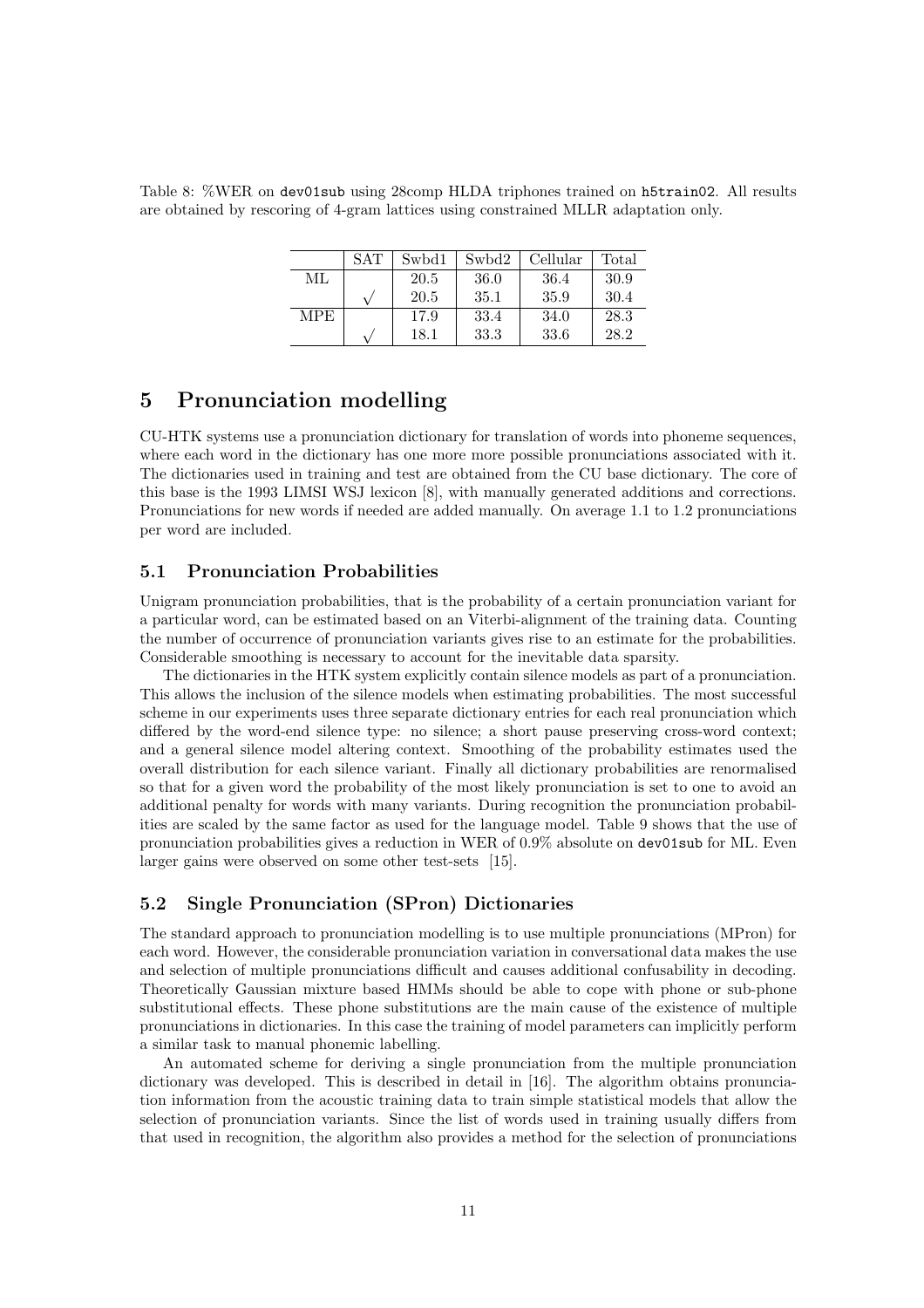Table 8: %WER on `dev01sub` using 28comp HLDA triphones trained on `h5train02`. All results are obtained by rescoring of 4-gram lattices using constrained MLLR adaptation only.

| | SAT | Swbd1 | Swbd2 | Cellular | Total |
|---|---|---|---|---|---|
| ML | | 20.5 | 36.0 | 36.4 | 30.9 |
| | √ | 20.5 | 35.1 | 35.9 | 30.4 |
| MPE | | 17.9 | 33.4 | 34.0 | 28.3 |
| | √ | 18.1 | 33.3 | 33.6 | 28.2 |

# 5 Pronunciation modelling

CU-HTK systems use a pronunciation dictionary for translation of words into phoneme sequences, where each word in the dictionary has one more more possible pronunciations associated with it. The dictionaries used in training and test are obtained from the CU base dictionary. The core of this base is the 1993 LIMSI WSJ lexicon [8], with manually generated additions and corrections. Pronunciations for new words if needed are added manually. On average 1.1 to 1.2 pronunciations per word are included.

## 5.1 Pronunciation Probabilities

Unigram pronunciation probabilities, that is the probability of a certain pronunciation variant for a particular word, can be estimated based on an Viterbi-alignment of the training data. Counting the number of occurrence of pronunciation variants gives rise to an estimate for the probabilities. Considerable smoothing is necessary to account for the inevitable data sparsity.

The dictionaries in the HTK system explicitly contain silence models as part of a pronunciation. This allows the inclusion of the silence models when estimating probabilities. The most successful scheme in our experiments uses three separate dictionary entries for each real pronunciation which differed by the word-end silence type: no silence; a short pause preserving cross-word context; and a general silence model altering context. Smoothing of the probability estimates used the overall distribution for each silence variant. Finally all dictionary probabilities are renormalised so that for a given word the probability of the most likely pronunciation is set to one to avoid an additional penalty for words with many variants. During recognition the pronunciation probabilities are scaled by the same factor as used for the language model. Table 9 shows that the use of pronunciation probabilities gives a reduction in WER of 0.9% absolute on `dev01sub` for ML. Even larger gains were observed on some other test-sets [15].

## 5.2 Single Pronunciation (SPron) Dictionaries

The standard approach to pronunciation modelling is to use multiple pronunciations (MPron) for each word. However, the considerable pronunciation variation in conversational data makes the use and selection of multiple pronunciations difficult and causes additional confusability in decoding. Theoretically Gaussian mixture based HMMs should be able to cope with phone or sub-phone substitutional effects. These phone substitutions are the main cause of the existence of multiple pronunciations in dictionaries. In this case the training of model parameters can implicitly perform a similar task to manual phonemic labelling.

An automated scheme for deriving a single pronunciation from the multiple pronunciation dictionary was developed. This is described in detail in [16]. The algorithm obtains pronunciation information from the acoustic training data to train simple statistical models that allow the selection of pronunciation variants. Since the list of words used in training usually differs from that used in recognition, the algorithm also provides a method for the selection of pronunciations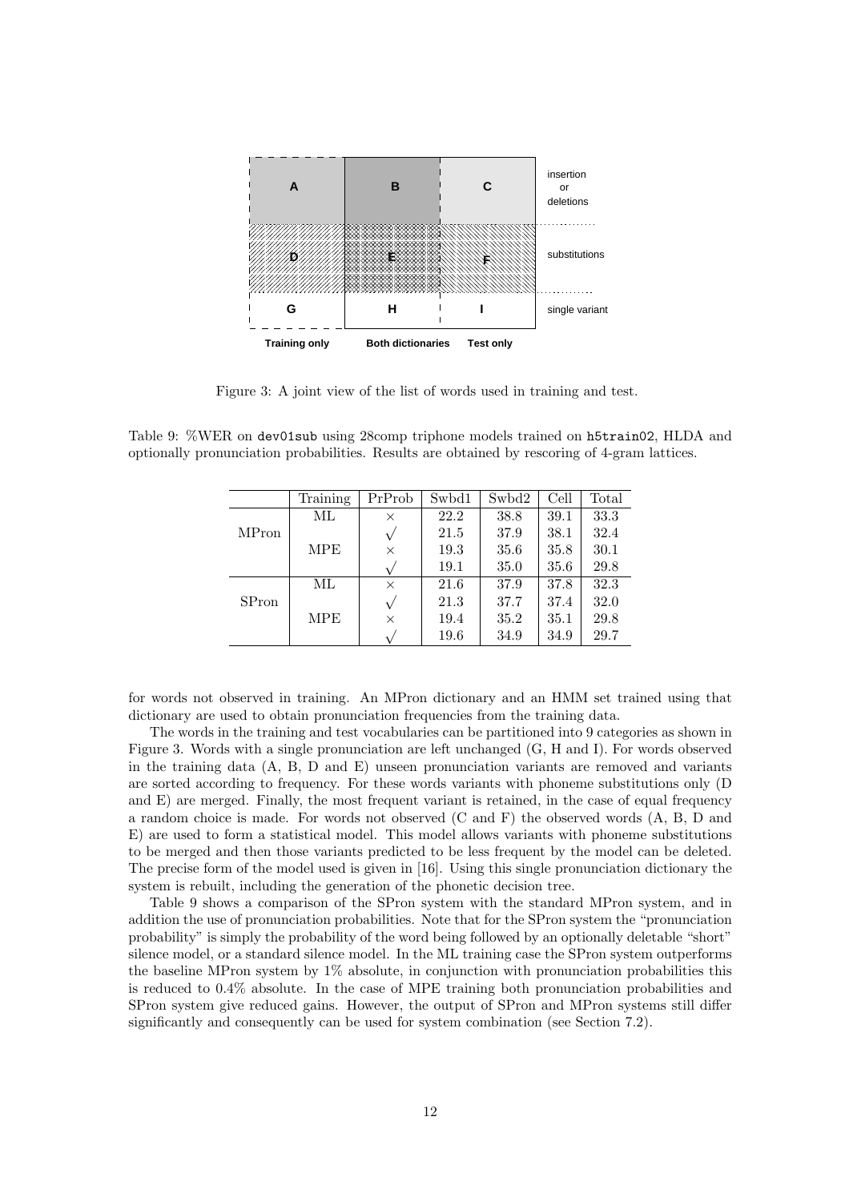| | Training only | Both dictionaries | Test only | |
|---|---|---|---|---|
| | A | B | C | insertion or deletions |
| | D | E | F | substitutions |
| | G | H | I | single variant |

Figure 3: A joint view of the list of words used in training and test.

Table 9: %WER on `dev01sub` using 28comp triphone models trained on `h5train02`, HLDA and optionally pronunciation probabilities. Results are obtained by rescoring of 4-gram lattices.

| | Training | PrProb | Swbd1 | Swbd2 | Cell | Total |
|---|---|---|---|---|---|---|
| MPron | ML | $\times$ | 22.2 | 38.8 | 39.1 | 33.3 |
| | | $\surd$ | 21.5 | 37.9 | 38.1 | 32.4 |
| | MPE | $\times$ | 19.3 | 35.6 | 35.8 | 30.1 |
| | | $\surd$ | 19.1 | 35.0 | 35.6 | 29.8 |
| SPron | ML | $\times$ | 21.6 | 37.9 | 37.8 | 32.3 |
| | | $\surd$ | 21.3 | 37.7 | 37.4 | 32.0 |
| | MPE | $\times$ | 19.4 | 35.2 | 35.1 | 29.8 |
| | | $\surd$ | 19.6 | 34.9 | 34.9 | 29.7 |

for words not observed in training. An MPron dictionary and an HMM set trained using that dictionary are used to obtain pronunciation frequencies from the training data.

The words in the training and test vocabularies can be partitioned into 9 categories as shown in Figure 3. Words with a single pronunciation are left unchanged (G, H and I). For words observed in the training data (A, B, D and E) unseen pronunciation variants are removed and variants are sorted according to frequency. For these words variants with phoneme substitutions only (D and E) are merged. Finally, the most frequent variant is retained, in the case of equal frequency a random choice is made. For words not observed (C and F) the observed words (A, B, D and E) are used to form a statistical model. This model allows variants with phoneme substitutions to be merged and then those variants predicted to be less frequent by the model can be deleted. The precise form of the model used is given in [16]. Using this single pronunciation dictionary the system is rebuilt, including the generation of the phonetic decision tree.

Table 9 shows a comparison of the SPron system with the standard MPron system, and in addition the use of pronunciation probabilities. Note that for the SPron system the "pronunciation probability" is simply the probability of the word being followed by an optionally deletable "short" silence model, or a standard silence model. In the ML training case the SPron system outperforms the baseline MPron system by 1% absolute, in conjunction with pronunciation probabilities this is reduced to 0.4% absolute. In the case of MPE training both pronunciation probabilities and SPron system give reduced gains. However, the output of SPron and MPron systems still differ significantly and consequently can be used for system combination (see Section 7.2).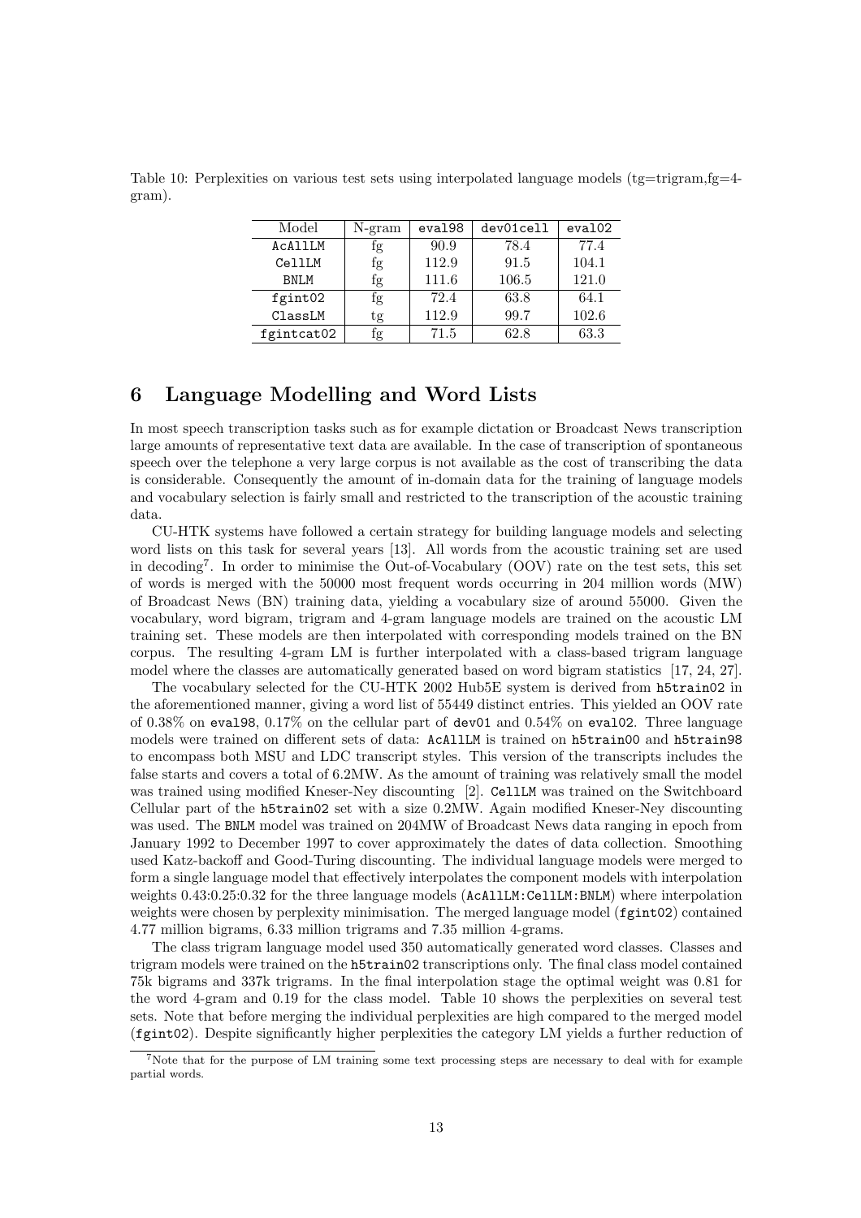Table 10: Perplexities on various test sets using interpolated language models (tg=trigram,fg=4-gram).

| Model | N-gram | eval98 | dev01cell | eval02 |
|---|---|---|---|---|
| AcAllLM | fg | 90.9 | 78.4 | 77.4 |
| CellLM | fg | 112.9 | 91.5 | 104.1 |
| BNLM | fg | 111.6 | 106.5 | 121.0 |
| fgint02 | fg | 72.4 | 63.8 | 64.1 |
| ClassLM | tg | 112.9 | 99.7 | 102.6 |
| fgintcat02 | fg | 71.5 | 62.8 | 63.3 |

# 6 Language Modelling and Word Lists

In most speech transcription tasks such as for example dictation or Broadcast News transcription large amounts of representative text data are available. In the case of transcription of spontaneous speech over the telephone a very large corpus is not available as the cost of transcribing the data is considerable. Consequently the amount of in-domain data for the training of language models and vocabulary selection is fairly small and restricted to the transcription of the acoustic training data.

CU-HTK systems have followed a certain strategy for building language models and selecting word lists on this task for several years [13]. All words from the acoustic training set are used in decoding[7]. In order to minimise the Out-of-Vocabulary (OOV) rate on the test sets, this set of words is merged with the 50000 most frequent words occurring in 204 million words (MW) of Broadcast News (BN) training data, yielding a vocabulary size of around 55000. Given the vocabulary, word bigram, trigram and 4-gram language models are trained on the acoustic LM training set. These models are then interpolated with corresponding models trained on the BN corpus. The resulting 4-gram LM is further interpolated with a class-based trigram language model where the classes are automatically generated based on word bigram statistics [17, 24, 27].

The vocabulary selected for the CU-HTK 2002 Hub5E system is derived from h5train02 in the aforementioned manner, giving a word list of 55449 distinct entries. This yielded an OOV rate of 0.38% on eval98, 0.17% on the cellular part of dev01 and 0.54% on eval02. Three language models were trained on different sets of data: AcAllLM is trained on h5train00 and h5train98 to encompass both MSU and LDC transcript styles. This version of the transcripts includes the false starts and covers a total of 6.2MW. As the amount of training was relatively small the model was trained using modified Kneser-Ney discounting [2]. CellLM was trained on the Switchboard Cellular part of the h5train02 set with a size 0.2MW. Again modified Kneser-Ney discounting was used. The BNLM model was trained on 204MW of Broadcast News data ranging in epoch from January 1992 to December 1997 to cover approximately the dates of data collection. Smoothing used Katz-backoff and Good-Turing discounting. The individual language models were merged to form a single language model that effectively interpolates the component models with interpolation weights 0.43:0.25:0.32 for the three language models (AcAllLM:CellLM:BNLM) where interpolation weights were chosen by perplexity minimisation. The merged language model (fgint02) contained 4.77 million bigrams, 6.33 million trigrams and 7.35 million 4-grams.

The class trigram language model used 350 automatically generated word classes. Classes and trigram models were trained on the h5train02 transcriptions only. The final class model contained 75k bigrams and 337k trigrams. In the final interpolation stage the optimal weight was 0.81 for the word 4-gram and 0.19 for the class model. Table 10 shows the perplexities on several test sets. Note that before merging the individual perplexities are high compared to the merged model (fgint02). Despite significantly higher perplexities the category LM yields a further reduction of

[7] Note that for the purpose of LM training some text processing steps are necessary to deal with for example partial words.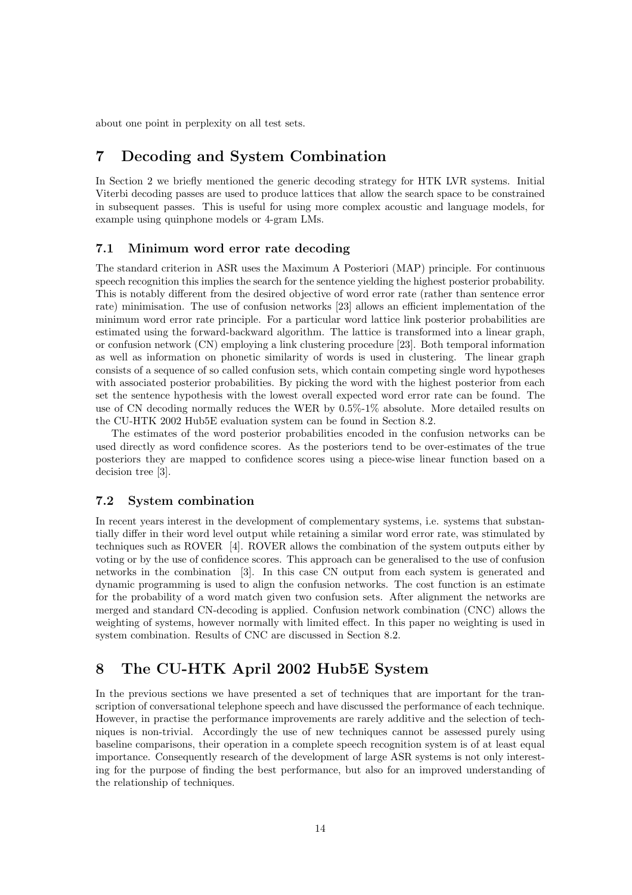about one point in perplexity on all test sets.

## 7 Decoding and System Combination

In Section 2 we briefly mentioned the generic decoding strategy for HTK LVR systems. Initial Viterbi decoding passes are used to produce lattices that allow the search space to be constrained in subsequent passes. This is useful for using more complex acoustic and language models, for example using quinphone models or 4-gram LMs.

### 7.1 Minimum word error rate decoding

The standard criterion in ASR uses the Maximum A Posteriori (MAP) principle. For continuous speech recognition this implies the search for the sentence yielding the highest posterior probability. This is notably different from the desired objective of word error rate (rather than sentence error rate) minimisation. The use of confusion networks [23] allows an efficient implementation of the minimum word error rate principle. For a particular word lattice link posterior probabilities are estimated using the forward-backward algorithm. The lattice is transformed into a linear graph, or confusion network (CN) employing a link clustering procedure [23]. Both temporal information as well as information on phonetic similarity of words is used in clustering. The linear graph consists of a sequence of so called confusion sets, which contain competing single word hypotheses with associated posterior probabilities. By picking the word with the highest posterior from each set the sentence hypothesis with the lowest overall expected word error rate can be found. The use of CN decoding normally reduces the WER by 0.5%-1% absolute. More detailed results on the CU-HTK 2002 Hub5E evaluation system can be found in Section 8.2.

The estimates of the word posterior probabilities encoded in the confusion networks can be used directly as word confidence scores. As the posteriors tend to be over-estimates of the true posteriors they are mapped to confidence scores using a piece-wise linear function based on a decision tree [3].

### 7.2 System combination

In recent years interest in the development of complementary systems, i.e. systems that substantially differ in their word level output while retaining a similar word error rate, was stimulated by techniques such as ROVER [4]. ROVER allows the combination of the system outputs either by voting or by the use of confidence scores. This approach can be generalised to the use of confusion networks in the combination [3]. In this case CN output from each system is generated and dynamic programming is used to align the confusion networks. The cost function is an estimate for the probability of a word match given two confusion sets. After alignment the networks are merged and standard CN-decoding is applied. Confusion network combination (CNC) allows the weighting of systems, however normally with limited effect. In this paper no weighting is used in system combination. Results of CNC are discussed in Section 8.2.

## 8 The CU-HTK April 2002 Hub5E System

In the previous sections we have presented a set of techniques that are important for the transcription of conversational telephone speech and have discussed the performance of each technique. However, in practise the performance improvements are rarely additive and the selection of techniques is non-trivial. Accordingly the use of new techniques cannot be assessed purely using baseline comparisons, their operation in a complete speech recognition system is of at least equal importance. Consequently research of the development of large ASR systems is not only interesting for the purpose of finding the best performance, but also for an improved understanding of the relationship of techniques.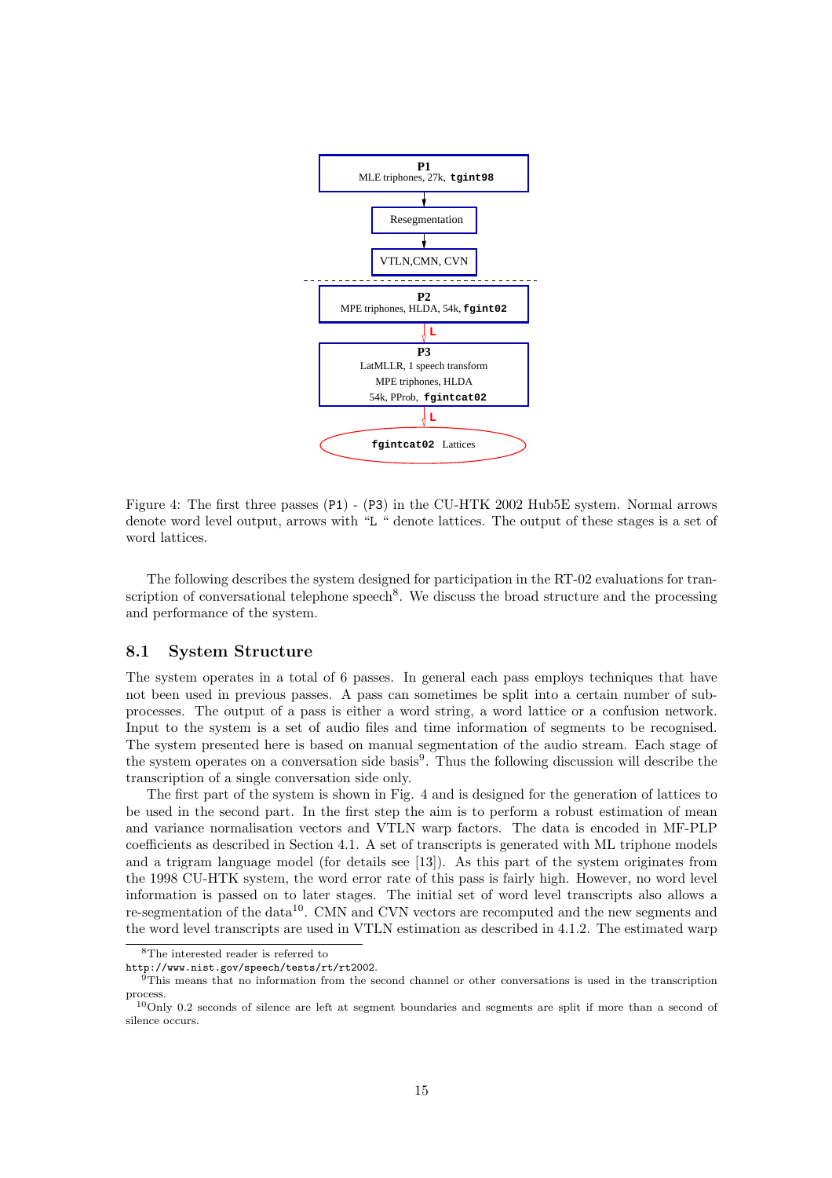Figure 4: The first three passes (P1) - (P3) in the CU-HTK 2002 Hub5E system. Normal arrows denote word level output, arrows with "L " denote lattices. The output of these stages is a set of word lattices.

The following describes the system designed for participation in the RT-02 evaluations for transcription of conversational telephone speech[8]. We discuss the broad structure and the processing and performance of the system.

## 8.1 System Structure

The system operates in a total of 6 passes. In general each pass employs techniques that have not been used in previous passes. A pass can sometimes be split into a certain number of sub-processes. The output of a pass is either a word string, a word lattice or a confusion network. Input to the system is a set of audio files and time information of segments to be recognised. The system presented here is based on manual segmentation of the audio stream. Each stage of the system operates on a conversation side basis[9]. Thus the following discussion will describe the transcription of a single conversation side only.

The first part of the system is shown in Fig. 4 and is designed for the generation of lattices to be used in the second part. In the first step the aim is to perform a robust estimation of mean and variance normalisation vectors and VTLN warp factors. The data is encoded in MF-PLP coefficients as described in Section 4.1. A set of transcripts is generated with ML triphone models and a trigram language model (for details see [13]). As this part of the system originates from the 1998 CU-HTK system, the word error rate of this pass is fairly high. However, no word level information is passed on to later stages. The initial set of word level transcripts also allows a re-segmentation of the data[10]. CMN and CVN vectors are recomputed and the new segments and the word level transcripts are used in VTLN estimation as described in 4.1.2. The estimated warp

---

[8] The interested reader is referred to `http://www.nist.gov/speech/tests/rt/rt2002`.

[9] This means that no information from the second channel or other conversations is used in the transcription process.

[10] Only 0.2 seconds of silence are left at segment boundaries and segments are split if more than a second of silence occurs.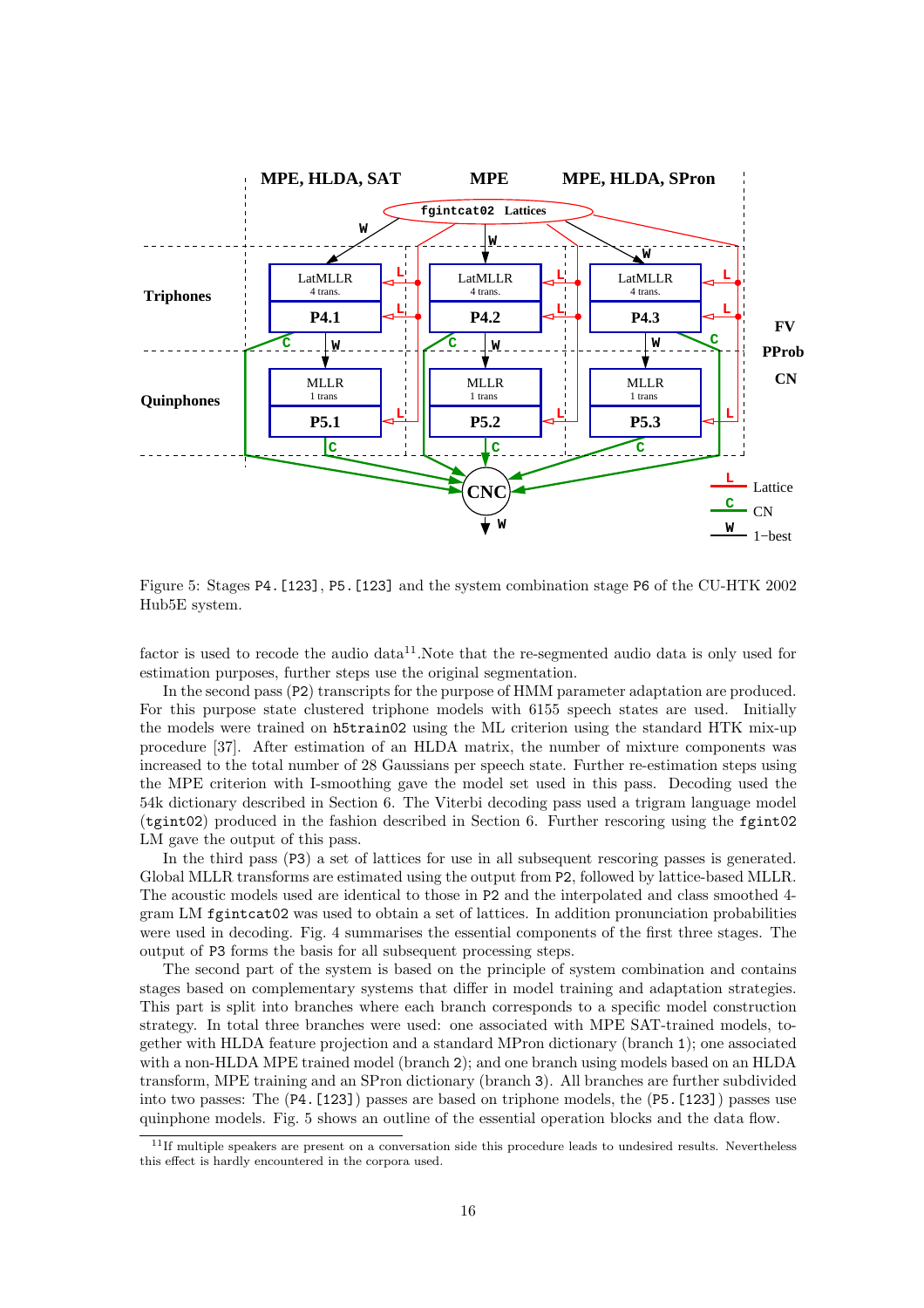Figure 5: Stages P4.[123], P5.[123] and the system combination stage P6 of the CU-HTK 2002 Hub5E system.

factor is used to recode the audio data[11].Note that the re-segmented audio data is only used for estimation purposes, further steps use the original segmentation.

In the second pass (P2) transcripts for the purpose of HMM parameter adaptation are produced. For this purpose state clustered triphone models with 6155 speech states are used. Initially the models were trained on h5train02 using the ML criterion using the standard HTK mix-up procedure [37]. After estimation of an HLDA matrix, the number of mixture components was increased to the total number of 28 Gaussians per speech state. Further re-estimation steps using the MPE criterion with I-smoothing gave the model set used in this pass. Decoding used the 54k dictionary described in Section 6. The Viterbi decoding pass used a trigram language model (tgint02) produced in the fashion described in Section 6. Further rescoring using the fgint02 LM gave the output of this pass.

In the third pass (P3) a set of lattices for use in all subsequent rescoring passes is generated. Global MLLR transforms are estimated using the output from P2, followed by lattice-based MLLR. The acoustic models used are identical to those in P2 and the interpolated and class smoothed 4-gram LM fgintcat02 was used to obtain a set of lattices. In addition pronunciation probabilities were used in decoding. Fig. 4 summarises the essential components of the first three stages. The output of P3 forms the basis for all subsequent processing steps.

The second part of the system is based on the principle of system combination and contains stages based on complementary systems that differ in model training and adaptation strategies. This part is split into branches where each branch corresponds to a specific model construction strategy. In total three branches were used: one associated with MPE SAT-trained models, together with HLDA feature projection and a standard MPron dictionary (branch 1); one associated with a non-HLDA MPE trained model (branch 2); and one branch using models based on an HLDA transform, MPE training and an SPron dictionary (branch 3). All branches are further subdivided into two passes: The (P4.[123]) passes are based on triphone models, the (P5.[123]) passes use quinphone models. Fig. 5 shows an outline of the essential operation blocks and the data flow.

[11] If multiple speakers are present on a conversation side this procedure leads to undesired results. Nevertheless this effect is hardly encountered in the corpora used.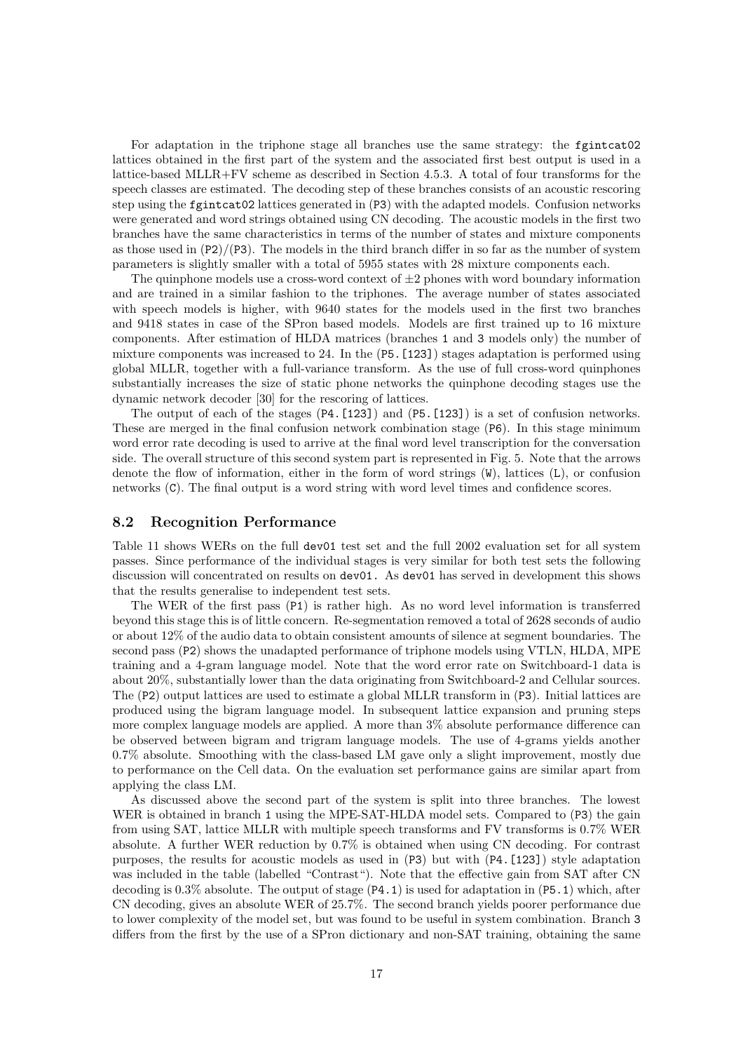For adaptation in the triphone stage all branches use the same strategy: the fgintcat02 lattices obtained in the first part of the system and the associated first best output is used in a lattice-based MLLR+FV scheme as described in Section 4.5.3. A total of four transforms for the speech classes are estimated. The decoding step of these branches consists of an acoustic rescoring step using the fgintcat02 lattices generated in (P3) with the adapted models. Confusion networks were generated and word strings obtained using CN decoding. The acoustic models in the first two branches have the same characteristics in terms of the number of states and mixture components as those used in (P2)/(P3). The models in the third branch differ in so far as the number of system parameters is slightly smaller with a total of 5955 states with 28 mixture components each.

The quinphone models use a cross-word context of $\pm 2$ phones with word boundary information and are trained in a similar fashion to the triphones. The average number of states associated with speech models is higher, with 9640 states for the models used in the first two branches and 9418 states in case of the SPron based models. Models are first trained up to 16 mixture components. After estimation of HLDA matrices (branches 1 and 3 models only) the number of mixture components was increased to 24. In the (P5.[123]) stages adaptation is performed using global MLLR, together with a full-variance transform. As the use of full cross-word quinphones substantially increases the size of static phone networks the quinphone decoding stages use the dynamic network decoder [30] for the rescoring of lattices.

The output of each of the stages (P4.[123]) and (P5.[123]) is a set of confusion networks. These are merged in the final confusion network combination stage (P6). In this stage minimum word error rate decoding is used to arrive at the final word level transcription for the conversation side. The overall structure of this second system part is represented in Fig. 5. Note that the arrows denote the flow of information, either in the form of word strings (W), lattices (L), or confusion networks (C). The final output is a word string with word level times and confidence scores.

## 8.2 Recognition Performance

Table 11 shows WERs on the full dev01 test set and the full 2002 evaluation set for all system passes. Since performance of the individual stages is very similar for both test sets the following discussion will concentrated on results on dev01. As dev01 has served in development this shows that the results generalise to independent test sets.

The WER of the first pass (P1) is rather high. As no word level information is transferred beyond this stage this is of little concern. Re-segmentation removed a total of 2628 seconds of audio or about 12% of the audio data to obtain consistent amounts of silence at segment boundaries. The second pass (P2) shows the unadapted performance of triphone models using VTLN, HLDA, MPE training and a 4-gram language model. Note that the word error rate on Switchboard-1 data is about 20%, substantially lower than the data originating from Switchboard-2 and Cellular sources. The (P2) output lattices are used to estimate a global MLLR transform in (P3). Initial lattices are produced using the bigram language model. In subsequent lattice expansion and pruning steps more complex language models are applied. A more than 3% absolute performance difference can be observed between bigram and trigram language models. The use of 4-grams yields another 0.7% absolute. Smoothing with the class-based LM gave only a slight improvement, mostly due to performance on the Cell data. On the evaluation set performance gains are similar apart from applying the class LM.

As discussed above the second part of the system is split into three branches. The lowest WER is obtained in branch 1 using the MPE-SAT-HLDA model sets. Compared to (P3) the gain from using SAT, lattice MLLR with multiple speech transforms and FV transforms is 0.7% WER absolute. A further WER reduction by 0.7% is obtained when using CN decoding. For contrast purposes, the results for acoustic models as used in (P3) but with (P4.[123]) style adaptation was included in the table (labelled "Contrast"). Note that the effective gain from SAT after CN decoding is 0.3% absolute. The output of stage (P4.1) is used for adaptation in (P5.1) which, after CN decoding, gives an absolute WER of 25.7%. The second branch yields poorer performance due to lower complexity of the model set, but was found to be useful in system combination. Branch 3 differs from the first by the use of a SPron dictionary and non-SAT training, obtaining the same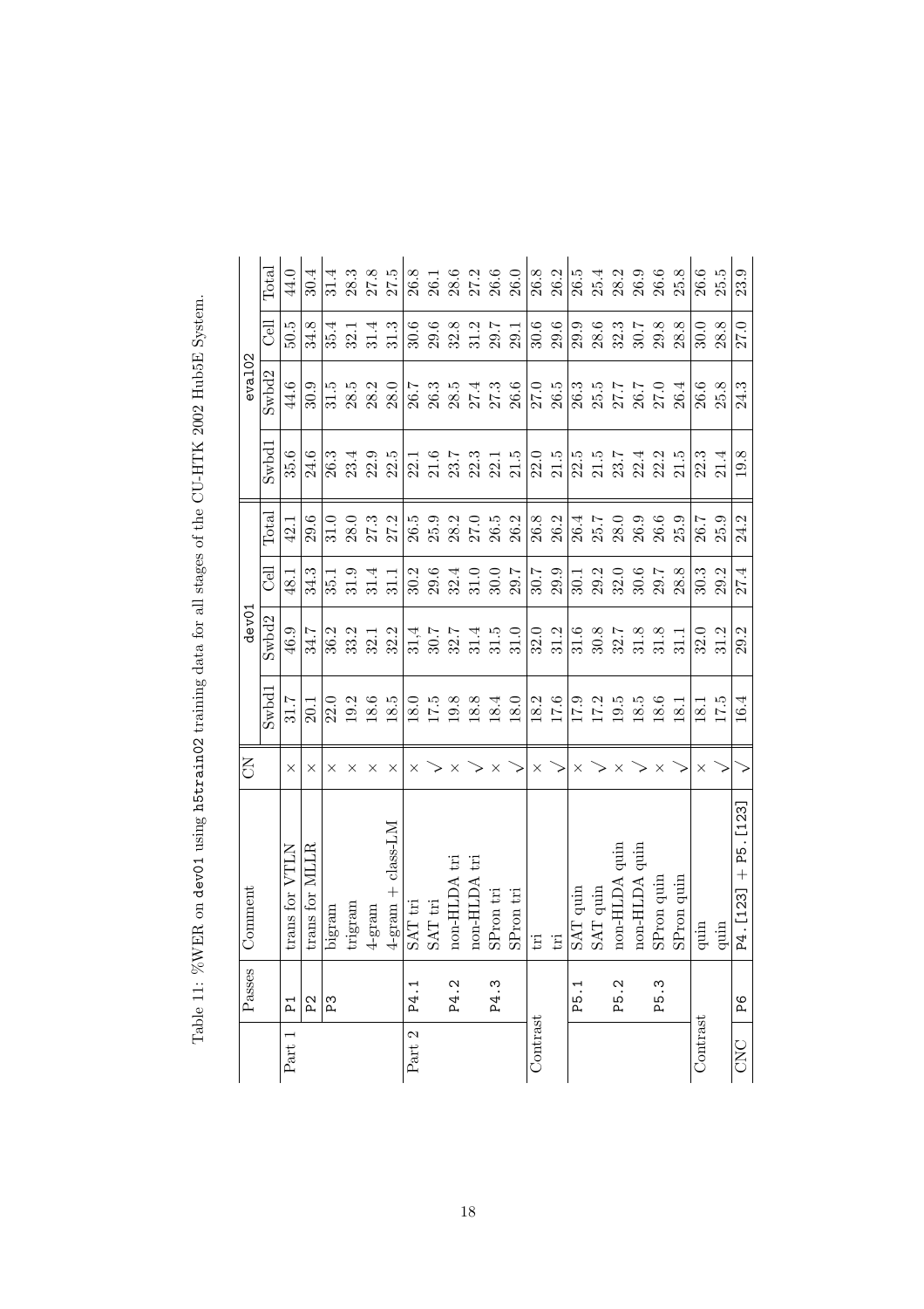Table 11: %WER on dev01 using h5train02 training data for all stages of the CU-HTK 2002 Hub5E System.

| | Passes | Comment | CN | dev01 | | | | eval02 | | | |
|---|---|---|---|---|---|---|---|---|---|---|---|
| | | | | Swbd1 | Swbd2 | Cell | Total | Swbd1 | Swbd2 | Cell | Total |
| Part 1 | P1 | trans for VTLN | × | 31.7 | 46.9 | 48.1 | 42.1 | 35.6 | 44.6 | 50.5 | 44.0 |
| | P2 | trans for MLLR | × | 20.1 | 34.7 | 34.3 | 29.6 | 24.6 | 30.9 | 34.8 | 30.4 |
| | P3 | bigram | × | 22.0 | 36.2 | 35.1 | 31.0 | 26.3 | 31.5 | 35.4 | 31.4 |
| | | trigram | × | 19.2 | 33.2 | 31.9 | 28.0 | 23.4 | 28.5 | 32.1 | 28.3 |
| | | 4-gram | × | 18.6 | 32.1 | 31.4 | 27.3 | 22.9 | 28.2 | 31.4 | 27.8 |
| | | 4-gram + class-LM | × | 18.5 | 32.2 | 31.1 | 27.2 | 22.5 | 28.0 | 31.3 | 27.5 |
| Part 2 | P4.1 | SAT tri | × | 18.0 | 31,4 | 30.2 | 26.5 | 22.1 | 26.7 | 30.6 | 26.8 |
| | | SAT tri | √ | 17.5 | 30.7 | 29.6 | 25.9 | 21.6 | 26.3 | 29.6 | 26.1 |
| | P4.2 | non-HLDA tri | × | 19.8 | 32.7 | 32.4 | 28.2 | 23.7 | 28.5 | 32.8 | 28.6 |
| | | non-HLDA tri | √ | 18.8 | 31.4 | 31.0 | 27.0 | 22.3 | 27.4 | 31.2 | 27.2 |
| | P4.3 | SPron tri | × | 18.4 | 31.5 | 30.0 | 26.5 | 22.1 | 27.3 | 29.7 | 26.6 |
| | | SPron tri | √ | 18.0 | 31.0 | 29.7 | 26.2 | 21.5 | 26.6 | 29.1 | 26.0 |
| Contrast | | tri | × | 18.2 | 32.0 | 30.7 | 26.8 | 22.0 | 27.0 | 30.6 | 26.8 |
| | | tri | √ | 17.6 | 31.2 | 29.9 | 26.2 | 21.5 | 26.5 | 29.6 | 26.2 |
| | P5.1 | SAT quin | × | 17.9 | 31.6 | 30.1 | 26.4 | 22.5 | 26.3 | 29.9 | 26.5 |
| | | SAT quin | √ | 17.2 | 30.8 | 29.2 | 25.7 | 21.5 | 25.5 | 28.6 | 25.4 |
| | P5.2 | non-HLDA quin | × | 19.5 | 32.7 | 32.0 | 28.0 | 23.7 | 27.7 | 32.3 | 28.2 |
| | | non-HLDA quin | √ | 18.5 | 31.8 | 30.6 | 26.9 | 22.4 | 26.7 | 30.7 | 26.9 |
| | P5.3 | SPron quin | × | 18.6 | 31.8 | 29.7 | 26.6 | 22.2 | 27.0 | 29.8 | 26.6 |
| | | SPron quin | √ | 18.1 | 31.1 | 28.8 | 25.9 | 21.5 | 26.4 | 28.8 | 25.8 |
| Contrast | | quin | × | 18.1 | 32.0 | 30.3 | 26.7 | 22.3 | 26.6 | 30.0 | 26.6 |
| | | quin | √ | 17.5 | 31.2 | 29.2 | 25.9 | 21.4 | 25.8 | 28.8 | 25.5 |
| CNC | P6 | P4.[123] + P5.[123] | √ | 16.4 | 29.2 | 27.4 | 24.2 | 19.8 | 24.3 | 27.0 | 23.9 |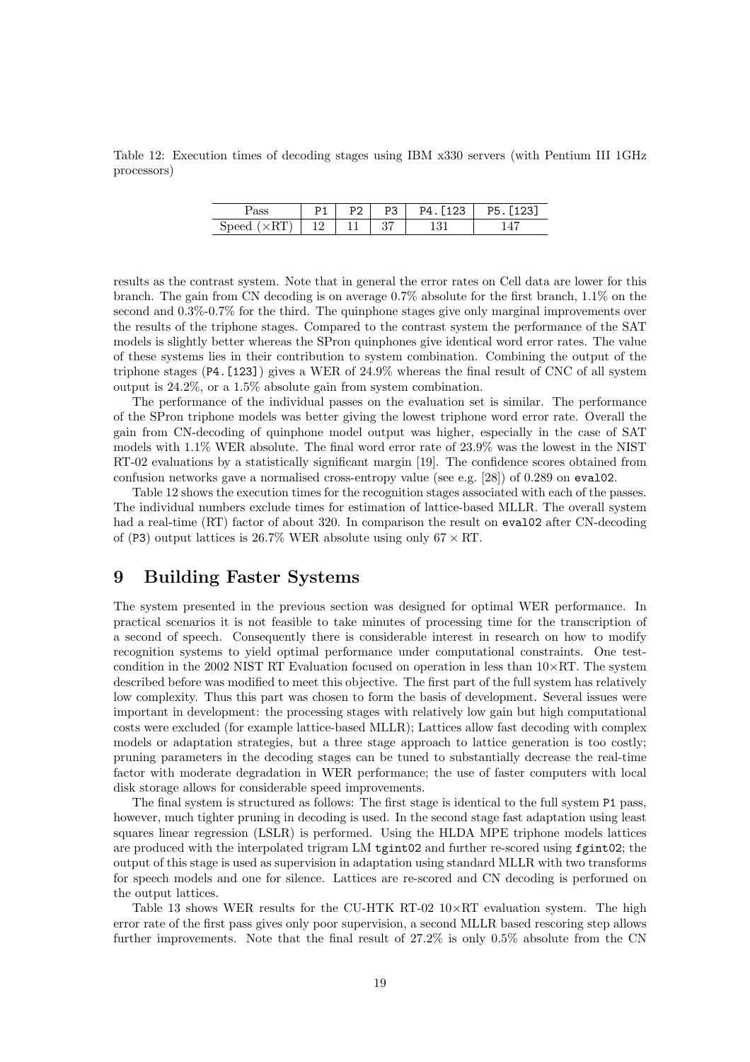Table 12: Execution times of decoding stages using IBM x330 servers (with Pentium III 1GHz processors)

| Pass | P1 | P2 | P3 | P4.[123 | P5.[123] |
|---|---|---|---|---|---|
| Speed ($\times$RT) | 12 | 11 | 37 | 131 | 147 |

results as the contrast system. Note that in general the error rates on Cell data are lower for this branch. The gain from CN decoding is on average 0.7% absolute for the first branch, 1.1% on the second and 0.3%-0.7% for the third. The quinphone stages give only marginal improvements over the results of the triphone stages. Compared to the contrast system the performance of the SAT models is slightly better whereas the SPron quinphones give identical word error rates. The value of these systems lies in their contribution to system combination. Combining the output of the triphone stages (P4.[123]) gives a WER of 24.9% whereas the final result of CNC of all system output is 24.2%, or a 1.5% absolute gain from system combination.

The performance of the individual passes on the evaluation set is similar. The performance of the SPron triphone models was better giving the lowest triphone word error rate. Overall the gain from CN-decoding of quinphone model output was higher, especially in the case of SAT models with 1.1% WER absolute. The final word error rate of 23.9% was the lowest in the NIST RT-02 evaluations by a statistically significant margin [19]. The confidence scores obtained from confusion networks gave a normalised cross-entropy value (see e.g. [28]) of 0.289 on eval02.

Table 12 shows the execution times for the recognition stages associated with each of the passes. The individual numbers exclude times for estimation of lattice-based MLLR. The overall system had a real-time (RT) factor of about 320. In comparison the result on eval02 after CN-decoding of (P3) output lattices is 26.7% WER absolute using only $67 \times$ RT.

# 9 Building Faster Systems

The system presented in the previous section was designed for optimal WER performance. In practical scenarios it is not feasible to take minutes of processing time for the transcription of a second of speech. Consequently there is considerable interest in research on how to modify recognition systems to yield optimal performance under computational constraints. One test-condition in the 2002 NIST RT Evaluation focused on operation in less than $10\times$RT. The system described before was modified to meet this objective. The first part of the full system has relatively low complexity. Thus this part was chosen to form the basis of development. Several issues were important in development: the processing stages with relatively low gain but high computational costs were excluded (for example lattice-based MLLR); Lattices allow fast decoding with complex models or adaptation strategies, but a three stage approach to lattice generation is too costly; pruning parameters in the decoding stages can be tuned to substantially decrease the real-time factor with moderate degradation in WER performance; the use of faster computers with local disk storage allows for considerable speed improvements.

The final system is structured as follows: The first stage is identical to the full system P1 pass, however, much tighter pruning in decoding is used. In the second stage fast adaptation using least squares linear regression (LSLR) is performed. Using the HLDA MPE triphone models lattices are produced with the interpolated trigram LM tgint02 and further re-scored using fgint02; the output of this stage is used as supervision in adaptation using standard MLLR with two transforms for speech models and one for silence. Lattices are re-scored and CN decoding is performed on the output lattices.

Table 13 shows WER results for the CU-HTK RT-02 $10\times$RT evaluation system. The high error rate of the first pass gives only poor supervision, a second MLLR based rescoring step allows further improvements. Note that the final result of 27.2% is only 0.5% absolute from the CN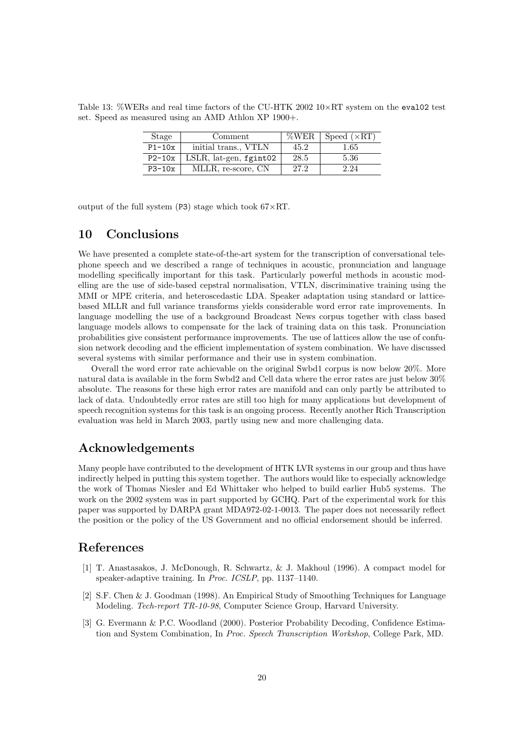Table 13: %WERs and real time factors of the CU-HTK 2002 10×RT system on the `eval02` test set. Speed as measured using an AMD Athlon XP 1900+.

| Stage | Comment | %WER | Speed (×RT) |
|---|---|---|---|
| `P1-10x` | initial trans., VTLN | 45.2 | 1.65 |
| `P2-10x` | LSLR, lat-gen, `fgint02` | 28.5 | 5.36 |
| `P3-10x` | MLLR, re-score, CN | 27.2 | 2.24 |

output of the full system (`P3`) stage which took 67×RT.

## 10 Conclusions

We have presented a complete state-of-the-art system for the transcription of conversational telephone speech and we described a range of techniques in acoustic, pronunciation and language modelling specifically important for this task. Particularly powerful methods in acoustic modelling are the use of side-based cepstral normalisation, VTLN, discriminative training using the MMI or MPE criteria, and heteroscedastic LDA. Speaker adaptation using standard or lattice-based MLLR and full variance transforms yields considerable word error rate improvements. In language modelling the use of a background Broadcast News corpus together with class based language models allows to compensate for the lack of training data on this task. Pronunciation probabilities give consistent performance improvements. The use of lattices allow the use of confusion network decoding and the efficient implementation of system combination. We have discussed several systems with similar performance and their use in system combination.

Overall the word error rate achievable on the original Swbd1 corpus is now below 20%. More natural data is available in the form Swbd2 and Cell data where the error rates are just below 30% absolute. The reasons for these high error rates are manifold and can only partly be attributed to lack of data. Undoubtedly error rates are still too high for many applications but development of speech recognition systems for this task is an ongoing process. Recently another Rich Transcription evaluation was held in March 2003, partly using new and more challenging data.

## Acknowledgements

Many people have contributed to the development of HTK LVR systems in our group and thus have indirectly helped in putting this system together. The authors would like to especially acknowledge the work of Thomas Niesler and Ed Whittaker who helped to build earlier Hub5 systems. The work on the 2002 system was in part supported by GCHQ. Part of the experimental work for this paper was supported by DARPA grant MDA972-02-1-0013. The paper does not necessarily reflect the position or the policy of the US Government and no official endorsement should be inferred.

## References

[1] T. Anastasakos, J. McDonough, R. Schwartz, & J. Makhoul (1996). A compact model for speaker-adaptive training. In *Proc. ICSLP*, pp. 1137–1140.

[2] S.F. Chen & J. Goodman (1998). An Empirical Study of Smoothing Techniques for Language Modeling. *Tech-report TR-10-98*, Computer Science Group, Harvard University.

[3] G. Evermann & P.C. Woodland (2000). Posterior Probability Decoding, Confidence Estimation and System Combination*,* In *Proc. Speech Transcription Workshop*, College Park, MD.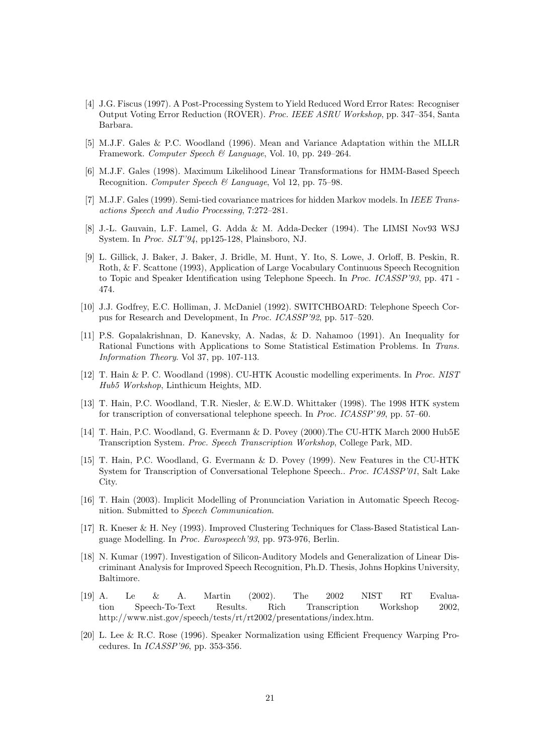[4] J.G. Fiscus (1997). A Post-Processing System to Yield Reduced Word Error Rates: Recogniser Output Voting Error Reduction (ROVER). *Proc. IEEE ASRU Workshop*, pp. 347–354, Santa Barbara.

[5] M.J.F. Gales & P.C. Woodland (1996). Mean and Variance Adaptation within the MLLR Framework. *Computer Speech & Language*, Vol. 10, pp. 249–264.

[6] M.J.F. Gales (1998). Maximum Likelihood Linear Transformations for HMM-Based Speech Recognition. *Computer Speech & Language*, Vol 12, pp. 75–98.

[7] M.J.F. Gales (1999). Semi-tied covariance matrices for hidden Markov models. In *IEEE Transactions Speech and Audio Processing*, 7:272–281.

[8] J.-L. Gauvain, L.F. Lamel, G. Adda & M. Adda-Decker (1994). The LIMSI Nov93 WSJ System. In *Proc. SLT'94*, pp125-128, Plainsboro, NJ.

[9] L. Gillick, J. Baker, J. Baker, J. Bridle, M. Hunt, Y. Ito, S. Lowe, J. Orloff, B. Peskin, R. Roth, & F. Scattone (1993), Application of Large Vocabulary Continuous Speech Recognition to Topic and Speaker Identification using Telephone Speech. In *Proc. ICASSP'93*, pp. 471 - 474.

[10] J.J. Godfrey, E.C. Holliman, J. McDaniel (1992). SWITCHBOARD: Telephone Speech Corpus for Research and Development, In *Proc. ICASSP'92*, pp. 517–520.

[11] P.S. Gopalakrishnan, D. Kanevsky, A. Nadas, & D. Nahamoo (1991). An Inequality for Rational Functions with Applications to Some Statistical Estimation Problems. In *Trans. Information Theory*. Vol 37, pp. 107-113.

[12] T. Hain & P. C. Woodland (1998). CU-HTK Acoustic modelling experiments. In *Proc. NIST Hub5 Workshop*, Linthicum Heights, MD.

[13] T. Hain, P.C. Woodland, T.R. Niesler, & E.W.D. Whittaker (1998). The 1998 HTK system for transcription of conversational telephone speech. In *Proc. ICASSP'99*, pp. 57–60.

[14] T. Hain, P.C. Woodland, G. Evermann & D. Povey (2000).The CU-HTK March 2000 Hub5E Transcription System. *Proc. Speech Transcription Workshop*, College Park, MD.

[15] T. Hain, P.C. Woodland, G. Evermann & D. Povey (1999). New Features in the CU-HTK System for Transcription of Conversational Telephone Speech.. *Proc. ICASSP'01*, Salt Lake City.

[16] T. Hain (2003). Implicit Modelling of Pronunciation Variation in Automatic Speech Recognition. Submitted to *Speech Communication*.

[17] R. Kneser & H. Ney (1993). Improved Clustering Techniques for Class-Based Statistical Language Modelling. In *Proc. Eurospeech'93*, pp. 973-976, Berlin.

[18] N. Kumar (1997). Investigation of Silicon-Auditory Models and Generalization of Linear Discriminant Analysis for Improved Speech Recognition, Ph.D. Thesis, Johns Hopkins University, Baltimore.

[19] A. Le & A. Martin (2002). The 2002 NIST RT Evaluation Speech-To-Text Results. Rich Transcription Workshop 2002, http://www.nist.gov/speech/tests/rt/rt2002/presentations/index.htm.

[20] L. Lee & R.C. Rose (1996). Speaker Normalization using Efficient Frequency Warping Procedures. In *ICASSP'96*, pp. 353-356.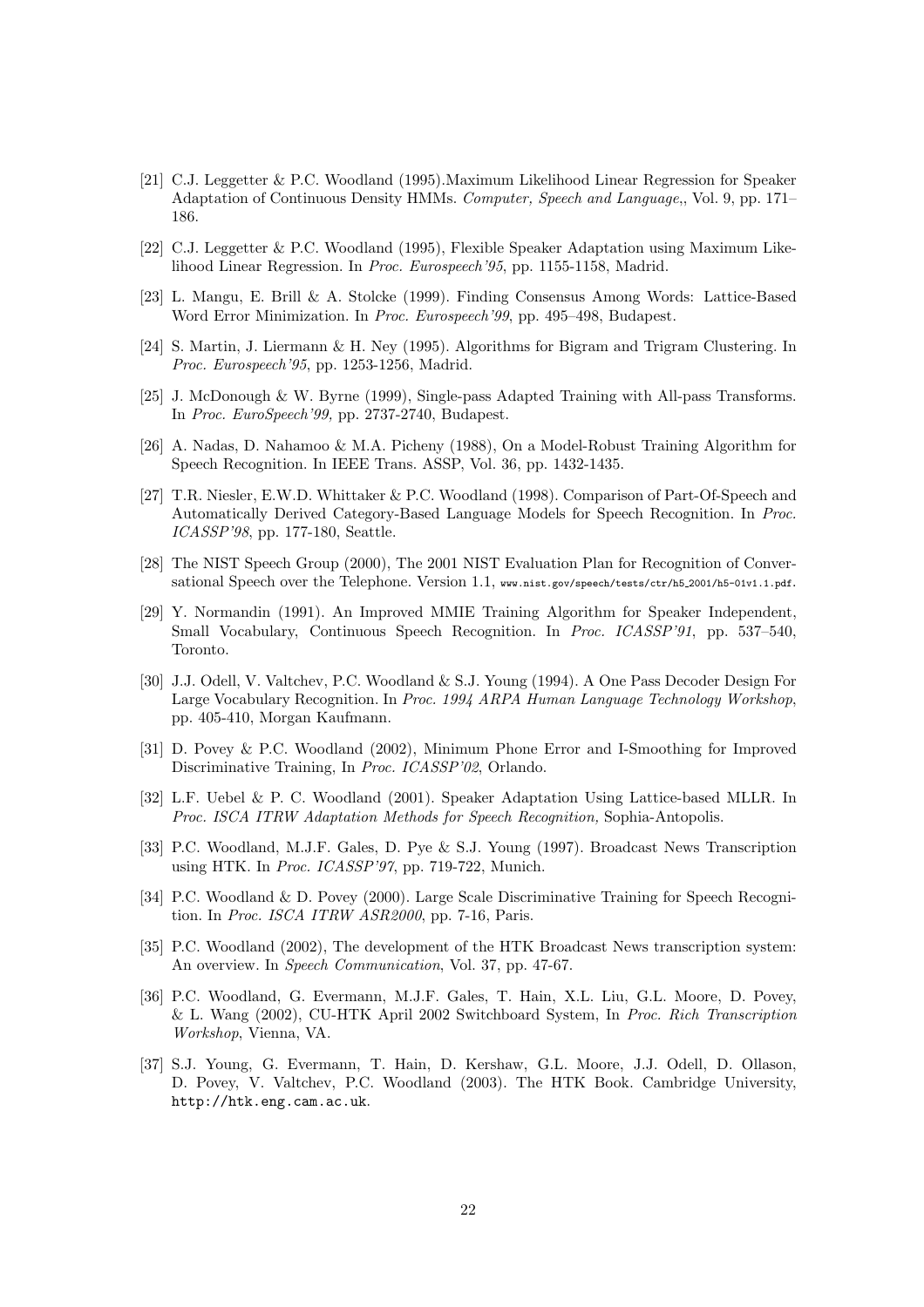[21] C.J. Leggetter & P.C. Woodland (1995).Maximum Likelihood Linear Regression for Speaker Adaptation of Continuous Density HMMs. *Computer, Speech and Language,*, Vol. 9, pp. 171–186.

[22] C.J. Leggetter & P.C. Woodland (1995), Flexible Speaker Adaptation using Maximum Likelihood Linear Regression. In *Proc. Eurospeech'95*, pp. 1155-1158, Madrid.

[23] L. Mangu, E. Brill & A. Stolcke (1999). Finding Consensus Among Words: Lattice-Based Word Error Minimization. In *Proc. Eurospeech'99*, pp. 495–498, Budapest.

[24] S. Martin, J. Liermann & H. Ney (1995). Algorithms for Bigram and Trigram Clustering. In *Proc. Eurospeech'95*, pp. 1253-1256, Madrid.

[25] J. McDonough & W. Byrne (1999), Single-pass Adapted Training with All-pass Transforms. In *Proc. EuroSpeech'99,* pp. 2737-2740, Budapest.

[26] A. Nadas, D. Nahamoo & M.A. Picheny (1988), On a Model-Robust Training Algorithm for Speech Recognition. In IEEE Trans. ASSP, Vol. 36, pp. 1432-1435.

[27] T.R. Niesler, E.W.D. Whittaker & P.C. Woodland (1998). Comparison of Part-Of-Speech and Automatically Derived Category-Based Language Models for Speech Recognition. In *Proc. ICASSP'98*, pp. 177-180, Seattle.

[28] The NIST Speech Group (2000), The 2001 NIST Evaluation Plan for Recognition of Conversational Speech over the Telephone. Version 1.1, www.nist.gov/speech/tests/ctr/h5_2001/h5-01v1.1.pdf.

[29] Y. Normandin (1991). An Improved MMIE Training Algorithm for Speaker Independent, Small Vocabulary, Continuous Speech Recognition. In *Proc. ICASSP'91*, pp. 537–540, Toronto.

[30] J.J. Odell, V. Valtchev, P.C. Woodland & S.J. Young (1994). A One Pass Decoder Design For Large Vocabulary Recognition. In *Proc. 1994 ARPA Human Language Technology Workshop*, pp. 405-410, Morgan Kaufmann.

[31] D. Povey & P.C. Woodland (2002), Minimum Phone Error and I-Smoothing for Improved Discriminative Training, In *Proc. ICASSP'02*, Orlando.

[32] L.F. Uebel & P. C. Woodland (2001). Speaker Adaptation Using Lattice-based MLLR. In *Proc. ISCA ITRW Adaptation Methods for Speech Recognition,* Sophia-Antopolis.

[33] P.C. Woodland, M.J.F. Gales, D. Pye & S.J. Young (1997). Broadcast News Transcription using HTK. In *Proc. ICASSP'97*, pp. 719-722, Munich.

[34] P.C. Woodland & D. Povey (2000). Large Scale Discriminative Training for Speech Recognition. In *Proc. ISCA ITRW ASR2000*, pp. 7-16, Paris.

[35] P.C. Woodland (2002), The development of the HTK Broadcast News transcription system: An overview. In *Speech Communication*, Vol. 37, pp. 47-67.

[36] P.C. Woodland, G. Evermann, M.J.F. Gales, T. Hain, X.L. Liu, G.L. Moore, D. Povey, & L. Wang (2002), CU-HTK April 2002 Switchboard System, In *Proc. Rich Transcription Workshop*, Vienna, VA.

[37] S.J. Young, G. Evermann, T. Hain, D. Kershaw, G.L. Moore, J.J. Odell, D. Ollason, D. Povey, V. Valtchev, P.C. Woodland (2003). The HTK Book. Cambridge University, http://htk.eng.cam.ac.uk.